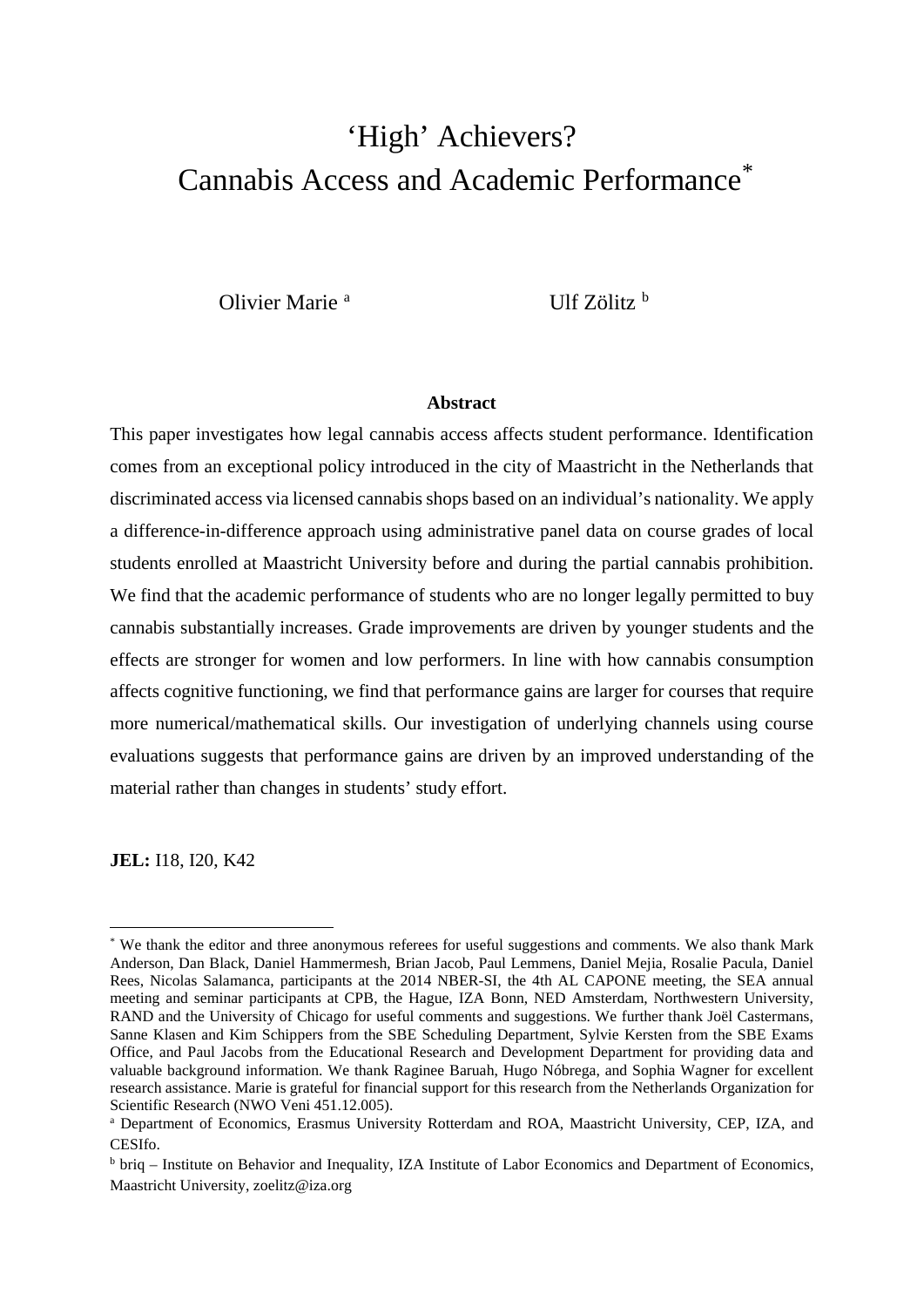# 'High' Achievers? Cannabis Access and Academic Performance[*]

Olivier Marie [a] Ulf Zölitz [b]

**Abstract**

This paper investigates how legal cannabis access affects student performance. Identification comes from an exceptional policy introduced in the city of Maastricht in the Netherlands that discriminated access via licensed cannabis shops based on an individual's nationality. We apply a difference-in-difference approach using administrative panel data on course grades of local students enrolled at Maastricht University before and during the partial cannabis prohibition. We find that the academic performance of students who are no longer legally permitted to buy cannabis substantially increases. Grade improvements are driven by younger students and the effects are stronger for women and low performers. In line with how cannabis consumption affects cognitive functioning, we find that performance gains are larger for courses that require more numerical/mathematical skills. Our investigation of underlying channels using course evaluations suggests that performance gains are driven by an improved understanding of the material rather than changes in students' study effort.

**JEL:** I18, I20, K42

[*] We thank the editor and three anonymous referees for useful suggestions and comments. We also thank Mark Anderson, Dan Black, Daniel Hammermesh, Brian Jacob, Paul Lemmens, Daniel Mejia, Rosalie Pacula, Daniel Rees, Nicolas Salamanca, participants at the 2014 NBER-SI, the 4th AL CAPONE meeting, the SEA annual meeting and seminar participants at CPB, the Hague, IZA Bonn, NED Amsterdam, Northwestern University, RAND and the University of Chicago for useful comments and suggestions. We further thank Joël Castermans, Sanne Klasen and Kim Schippers from the SBE Scheduling Department, Sylvie Kersten from the SBE Exams Office, and Paul Jacobs from the Educational Research and Development Department for providing data and valuable background information. We thank Raginee Baruah, Hugo Nóbrega, and Sophia Wagner for excellent research assistance. Marie is grateful for financial support for this research from the Netherlands Organization for Scientific Research (NWO Veni 451.12.005).

[a] Department of Economics, Erasmus University Rotterdam and ROA, Maastricht University, CEP, IZA, and CESIfo.

[b] briq – Institute on Behavior and Inequality, IZA Institute of Labor Economics and Department of Economics, Maastricht University, zoelitz@iza.org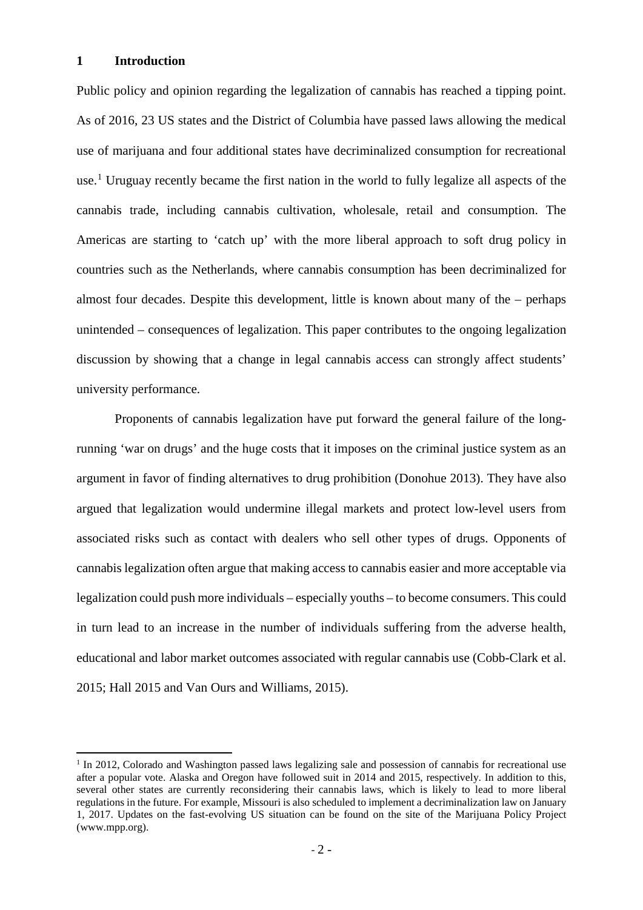## 1 Introduction

Public policy and opinion regarding the legalization of cannabis has reached a tipping point. As of 2016, 23 US states and the District of Columbia have passed laws allowing the medical use of marijuana and four additional states have decriminalized consumption for recreational use.[1] Uruguay recently became the first nation in the world to fully legalize all aspects of the cannabis trade, including cannabis cultivation, wholesale, retail and consumption. The Americas are starting to 'catch up' with the more liberal approach to soft drug policy in countries such as the Netherlands, where cannabis consumption has been decriminalized for almost four decades. Despite this development, little is known about many of the – perhaps unintended – consequences of legalization. This paper contributes to the ongoing legalization discussion by showing that a change in legal cannabis access can strongly affect students' university performance.

Proponents of cannabis legalization have put forward the general failure of the long-running 'war on drugs' and the huge costs that it imposes on the criminal justice system as an argument in favor of finding alternatives to drug prohibition (Donohue 2013). They have also argued that legalization would undermine illegal markets and protect low-level users from associated risks such as contact with dealers who sell other types of drugs. Opponents of cannabis legalization often argue that making access to cannabis easier and more acceptable via legalization could push more individuals – especially youths – to become consumers. This could in turn lead to an increase in the number of individuals suffering from the adverse health, educational and labor market outcomes associated with regular cannabis use (Cobb-Clark et al. 2015; Hall 2015 and Van Ours and Williams, 2015).

[1] In 2012, Colorado and Washington passed laws legalizing sale and possession of cannabis for recreational use after a popular vote. Alaska and Oregon have followed suit in 2014 and 2015, respectively. In addition to this, several other states are currently reconsidering their cannabis laws, which is likely to lead to more liberal regulations in the future. For example, Missouri is also scheduled to implement a decriminalization law on January 1, 2017. Updates on the fast-evolving US situation can be found on the site of the Marijuana Policy Project (www.mpp.org).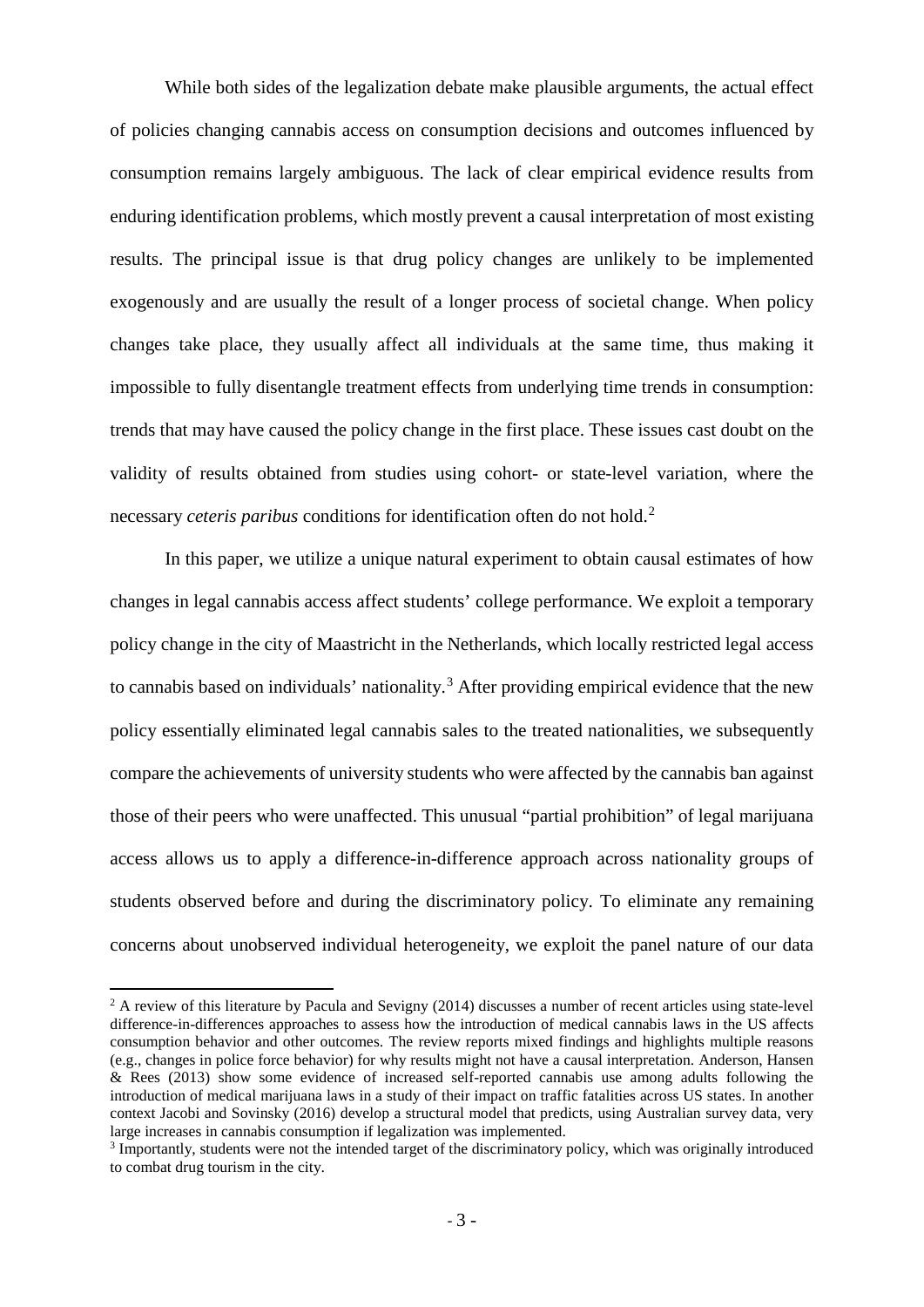While both sides of the legalization debate make plausible arguments, the actual effect of policies changing cannabis access on consumption decisions and outcomes influenced by consumption remains largely ambiguous. The lack of clear empirical evidence results from enduring identification problems, which mostly prevent a causal interpretation of most existing results. The principal issue is that drug policy changes are unlikely to be implemented exogenously and are usually the result of a longer process of societal change. When policy changes take place, they usually affect all individuals at the same time, thus making it impossible to fully disentangle treatment effects from underlying time trends in consumption: trends that may have caused the policy change in the first place. These issues cast doubt on the validity of results obtained from studies using cohort- or state-level variation, where the necessary *ceteris paribus* conditions for identification often do not hold.[2]

In this paper, we utilize a unique natural experiment to obtain causal estimates of how changes in legal cannabis access affect students' college performance. We exploit a temporary policy change in the city of Maastricht in the Netherlands, which locally restricted legal access to cannabis based on individuals' nationality.[3] After providing empirical evidence that the new policy essentially eliminated legal cannabis sales to the treated nationalities, we subsequently compare the achievements of university students who were affected by the cannabis ban against those of their peers who were unaffected. This unusual "partial prohibition" of legal marijuana access allows us to apply a difference-in-difference approach across nationality groups of students observed before and during the discriminatory policy. To eliminate any remaining concerns about unobserved individual heterogeneity, we exploit the panel nature of our data

[2] A review of this literature by Pacula and Sevigny (2014) discusses a number of recent articles using state-level difference-in-differences approaches to assess how the introduction of medical cannabis laws in the US affects consumption behavior and other outcomes. The review reports mixed findings and highlights multiple reasons (e.g., changes in police force behavior) for why results might not have a causal interpretation. Anderson, Hansen & Rees (2013) show some evidence of increased self-reported cannabis use among adults following the introduction of medical marijuana laws in a study of their impact on traffic fatalities across US states. In another context Jacobi and Sovinsky (2016) develop a structural model that predicts, using Australian survey data, very large increases in cannabis consumption if legalization was implemented.

[3] Importantly, students were not the intended target of the discriminatory policy, which was originally introduced to combat drug tourism in the city.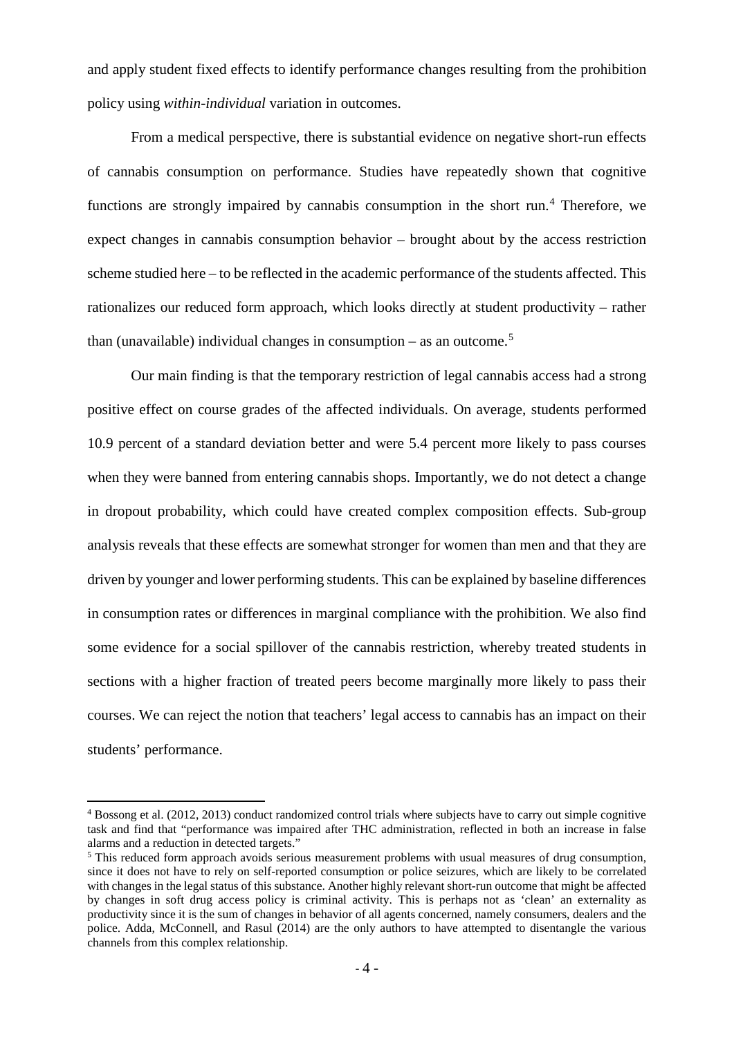and apply student fixed effects to identify performance changes resulting from the prohibition policy using *within-individual* variation in outcomes.

From a medical perspective, there is substantial evidence on negative short-run effects of cannabis consumption on performance. Studies have repeatedly shown that cognitive functions are strongly impaired by cannabis consumption in the short run.[4] Therefore, we expect changes in cannabis consumption behavior – brought about by the access restriction scheme studied here – to be reflected in the academic performance of the students affected. This rationalizes our reduced form approach, which looks directly at student productivity – rather than (unavailable) individual changes in consumption – as an outcome.[5]

Our main finding is that the temporary restriction of legal cannabis access had a strong positive effect on course grades of the affected individuals. On average, students performed 10.9 percent of a standard deviation better and were 5.4 percent more likely to pass courses when they were banned from entering cannabis shops. Importantly, we do not detect a change in dropout probability, which could have created complex composition effects. Sub-group analysis reveals that these effects are somewhat stronger for women than men and that they are driven by younger and lower performing students. This can be explained by baseline differences in consumption rates or differences in marginal compliance with the prohibition. We also find some evidence for a social spillover of the cannabis restriction, whereby treated students in sections with a higher fraction of treated peers become marginally more likely to pass their courses. We can reject the notion that teachers' legal access to cannabis has an impact on their students' performance.

---

[4] Bossong et al. (2012, 2013) conduct randomized control trials where subjects have to carry out simple cognitive task and find that "performance was impaired after THC administration, reflected in both an increase in false alarms and a reduction in detected targets."

[5] This reduced form approach avoids serious measurement problems with usual measures of drug consumption, since it does not have to rely on self-reported consumption or police seizures, which are likely to be correlated with changes in the legal status of this substance. Another highly relevant short-run outcome that might be affected by changes in soft drug access policy is criminal activity. This is perhaps not as 'clean' an externality as productivity since it is the sum of changes in behavior of all agents concerned, namely consumers, dealers and the police. Adda, McConnell, and Rasul (2014) are the only authors to have attempted to disentangle the various channels from this complex relationship.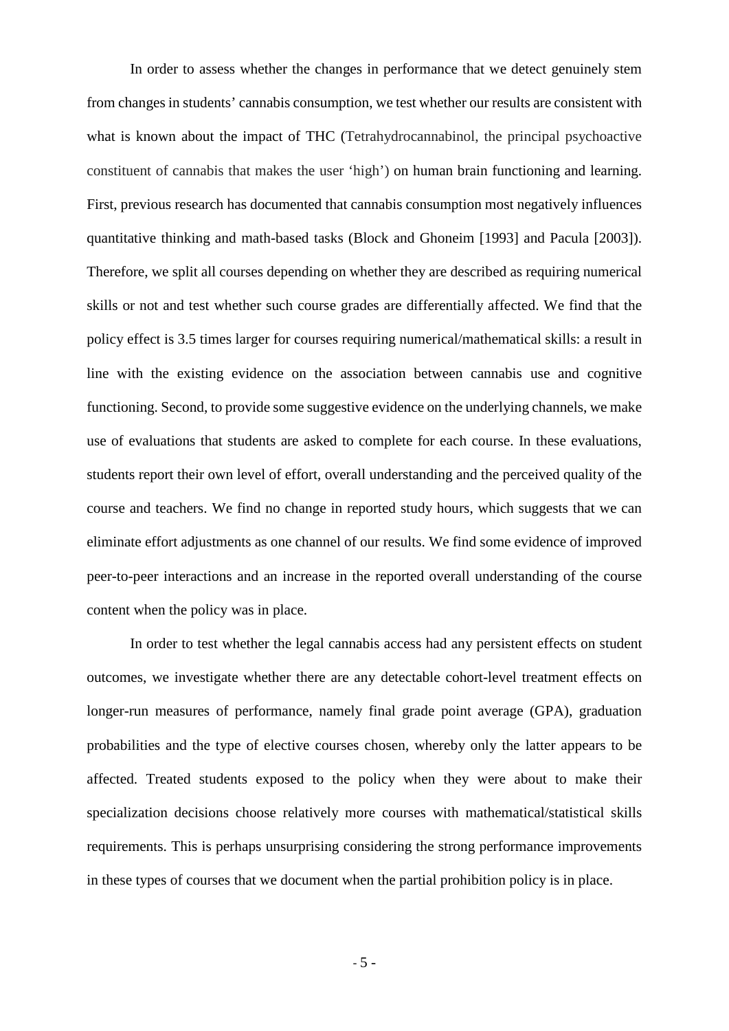In order to assess whether the changes in performance that we detect genuinely stem from changes in students' cannabis consumption, we test whether our results are consistent with what is known about the impact of THC (Tetrahydrocannabinol, the principal psychoactive constituent of cannabis that makes the user 'high') on human brain functioning and learning. First, previous research has documented that cannabis consumption most negatively influences quantitative thinking and math-based tasks (Block and Ghoneim [1993] and Pacula [2003]). Therefore, we split all courses depending on whether they are described as requiring numerical skills or not and test whether such course grades are differentially affected. We find that the policy effect is 3.5 times larger for courses requiring numerical/mathematical skills: a result in line with the existing evidence on the association between cannabis use and cognitive functioning. Second, to provide some suggestive evidence on the underlying channels, we make use of evaluations that students are asked to complete for each course. In these evaluations, students report their own level of effort, overall understanding and the perceived quality of the course and teachers. We find no change in reported study hours, which suggests that we can eliminate effort adjustments as one channel of our results. We find some evidence of improved peer-to-peer interactions and an increase in the reported overall understanding of the course content when the policy was in place.

In order to test whether the legal cannabis access had any persistent effects on student outcomes, we investigate whether there are any detectable cohort-level treatment effects on longer-run measures of performance, namely final grade point average (GPA), graduation probabilities and the type of elective courses chosen, whereby only the latter appears to be affected. Treated students exposed to the policy when they were about to make their specialization decisions choose relatively more courses with mathematical/statistical skills requirements. This is perhaps unsurprising considering the strong performance improvements in these types of courses that we document when the partial prohibition policy is in place.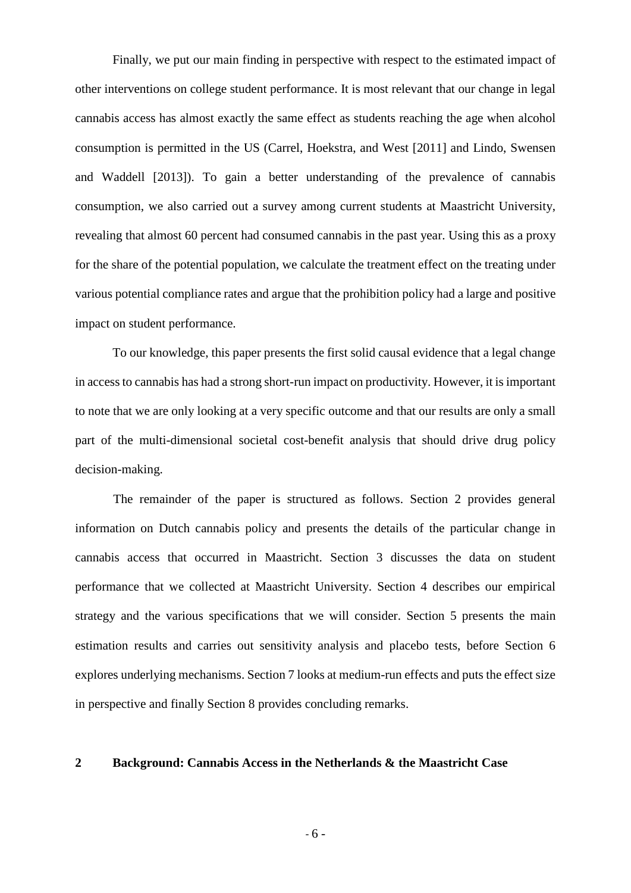Finally, we put our main finding in perspective with respect to the estimated impact of other interventions on college student performance. It is most relevant that our change in legal cannabis access has almost exactly the same effect as students reaching the age when alcohol consumption is permitted in the US (Carrel, Hoekstra, and West [2011] and Lindo, Swensen and Waddell [2013]). To gain a better understanding of the prevalence of cannabis consumption, we also carried out a survey among current students at Maastricht University, revealing that almost 60 percent had consumed cannabis in the past year. Using this as a proxy for the share of the potential population, we calculate the treatment effect on the treating under various potential compliance rates and argue that the prohibition policy had a large and positive impact on student performance.

To our knowledge, this paper presents the first solid causal evidence that a legal change in access to cannabis has had a strong short-run impact on productivity. However, it is important to note that we are only looking at a very specific outcome and that our results are only a small part of the multi-dimensional societal cost-benefit analysis that should drive drug policy decision-making.

The remainder of the paper is structured as follows. Section 2 provides general information on Dutch cannabis policy and presents the details of the particular change in cannabis access that occurred in Maastricht. Section 3 discusses the data on student performance that we collected at Maastricht University. Section 4 describes our empirical strategy and the various specifications that we will consider. Section 5 presents the main estimation results and carries out sensitivity analysis and placebo tests, before Section 6 explores underlying mechanisms. Section 7 looks at medium-run effects and puts the effect size in perspective and finally Section 8 provides concluding remarks.

## 2 Background: Cannabis Access in the Netherlands & the Maastricht Case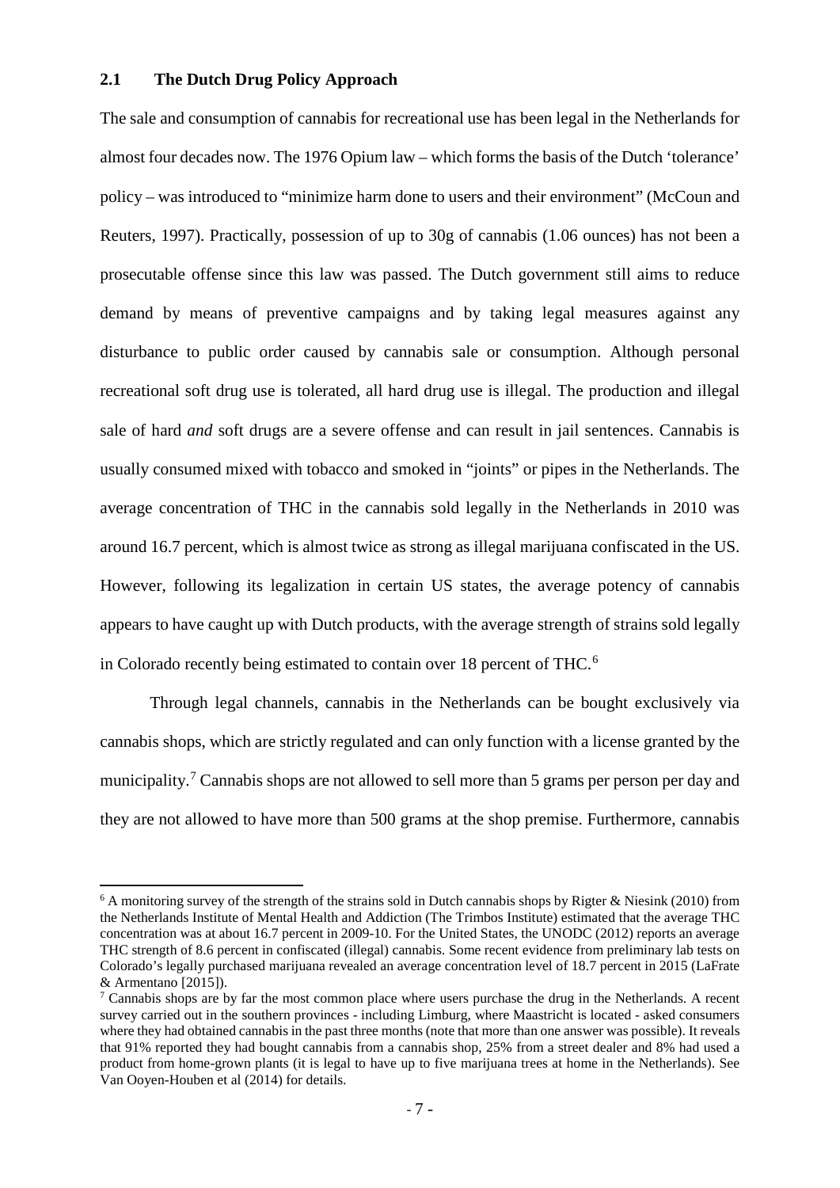## 2.1 The Dutch Drug Policy Approach

The sale and consumption of cannabis for recreational use has been legal in the Netherlands for almost four decades now. The 1976 Opium law – which forms the basis of the Dutch 'tolerance' policy – was introduced to "minimize harm done to users and their environment" (McCoun and Reuters, 1997). Practically, possession of up to 30g of cannabis (1.06 ounces) has not been a prosecutable offense since this law was passed. The Dutch government still aims to reduce demand by means of preventive campaigns and by taking legal measures against any disturbance to public order caused by cannabis sale or consumption. Although personal recreational soft drug use is tolerated, all hard drug use is illegal. The production and illegal sale of hard *and* soft drugs are a severe offense and can result in jail sentences. Cannabis is usually consumed mixed with tobacco and smoked in "joints" or pipes in the Netherlands. The average concentration of THC in the cannabis sold legally in the Netherlands in 2010 was around 16.7 percent, which is almost twice as strong as illegal marijuana confiscated in the US. However, following its legalization in certain US states, the average potency of cannabis appears to have caught up with Dutch products, with the average strength of strains sold legally in Colorado recently being estimated to contain over 18 percent of THC.[6]

Through legal channels, cannabis in the Netherlands can be bought exclusively via cannabis shops, which are strictly regulated and can only function with a license granted by the municipality.[7] Cannabis shops are not allowed to sell more than 5 grams per person per day and they are not allowed to have more than 500 grams at the shop premise. Furthermore, cannabis

---

[6] A monitoring survey of the strength of the strains sold in Dutch cannabis shops by Rigter & Niesink (2010) from the Netherlands Institute of Mental Health and Addiction (The Trimbos Institute) estimated that the average THC concentration was at about 16.7 percent in 2009-10. For the United States, the UNODC (2012) reports an average THC strength of 8.6 percent in confiscated (illegal) cannabis. Some recent evidence from preliminary lab tests on Colorado's legally purchased marijuana revealed an average concentration level of 18.7 percent in 2015 (LaFrate & Armentano [2015]).

[7] Cannabis shops are by far the most common place where users purchase the drug in the Netherlands. A recent survey carried out in the southern provinces - including Limburg, where Maastricht is located - asked consumers where they had obtained cannabis in the past three months (note that more than one answer was possible). It reveals that 91% reported they had bought cannabis from a cannabis shop, 25% from a street dealer and 8% had used a product from home-grown plants (it is legal to have up to five marijuana trees at home in the Netherlands). See Van Ooyen-Houben et al (2014) for details.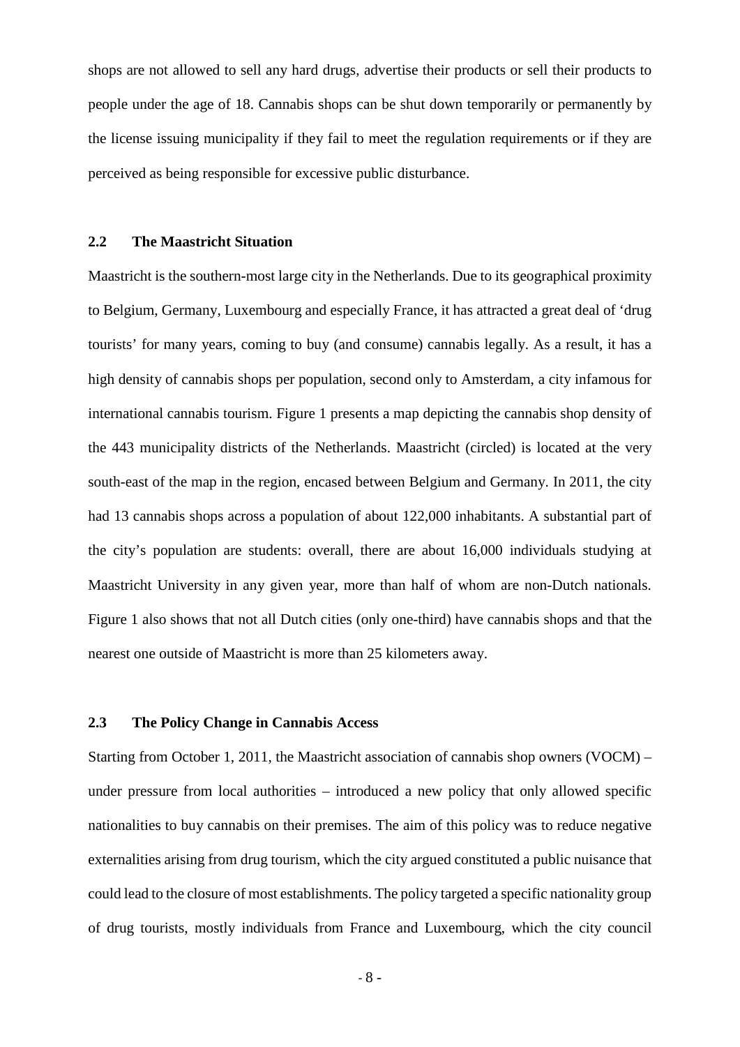shops are not allowed to sell any hard drugs, advertise their products or sell their products to people under the age of 18. Cannabis shops can be shut down temporarily or permanently by the license issuing municipality if they fail to meet the regulation requirements or if they are perceived as being responsible for excessive public disturbance.

### 2.2 The Maastricht Situation

Maastricht is the southern-most large city in the Netherlands. Due to its geographical proximity to Belgium, Germany, Luxembourg and especially France, it has attracted a great deal of 'drug tourists' for many years, coming to buy (and consume) cannabis legally. As a result, it has a high density of cannabis shops per population, second only to Amsterdam, a city infamous for international cannabis tourism. Figure 1 presents a map depicting the cannabis shop density of the 443 municipality districts of the Netherlands. Maastricht (circled) is located at the very south-east of the map in the region, encased between Belgium and Germany. In 2011, the city had 13 cannabis shops across a population of about 122,000 inhabitants. A substantial part of the city's population are students: overall, there are about 16,000 individuals studying at Maastricht University in any given year, more than half of whom are non-Dutch nationals. Figure 1 also shows that not all Dutch cities (only one-third) have cannabis shops and that the nearest one outside of Maastricht is more than 25 kilometers away.

### 2.3 The Policy Change in Cannabis Access

Starting from October 1, 2011, the Maastricht association of cannabis shop owners (VOCM) – under pressure from local authorities – introduced a new policy that only allowed specific nationalities to buy cannabis on their premises. The aim of this policy was to reduce negative externalities arising from drug tourism, which the city argued constituted a public nuisance that could lead to the closure of most establishments. The policy targeted a specific nationality group of drug tourists, mostly individuals from France and Luxembourg, which the city council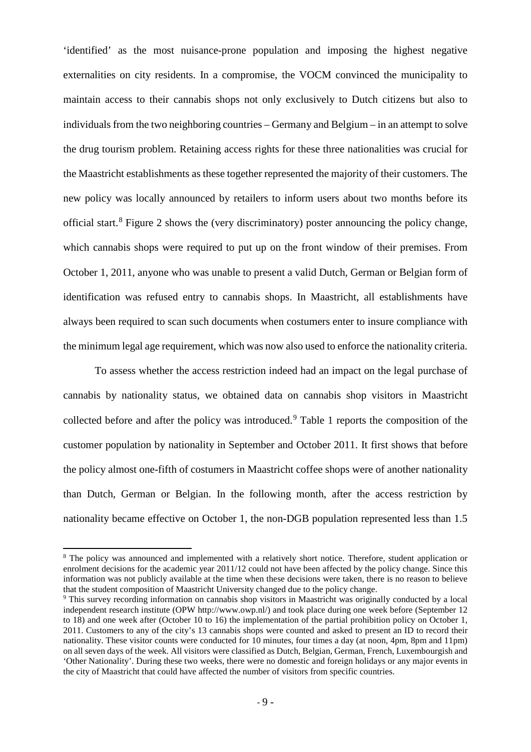'identified' as the most nuisance-prone population and imposing the highest negative externalities on city residents. In a compromise, the VOCM convinced the municipality to maintain access to their cannabis shops not only exclusively to Dutch citizens but also to individuals from the two neighboring countries – Germany and Belgium – in an attempt to solve the drug tourism problem. Retaining access rights for these three nationalities was crucial for the Maastricht establishments as these together represented the majority of their customers. The new policy was locally announced by retailers to inform users about two months before its official start.[8] Figure 2 shows the (very discriminatory) poster announcing the policy change, which cannabis shops were required to put up on the front window of their premises. From October 1, 2011, anyone who was unable to present a valid Dutch, German or Belgian form of identification was refused entry to cannabis shops. In Maastricht, all establishments have always been required to scan such documents when costumers enter to insure compliance with the minimum legal age requirement, which was now also used to enforce the nationality criteria.

To assess whether the access restriction indeed had an impact on the legal purchase of cannabis by nationality status, we obtained data on cannabis shop visitors in Maastricht collected before and after the policy was introduced.[9] Table 1 reports the composition of the customer population by nationality in September and October 2011. It first shows that before the policy almost one-fifth of costumers in Maastricht coffee shops were of another nationality than Dutch, German or Belgian. In the following month, after the access restriction by nationality became effective on October 1, the non-DGB population represented less than 1.5

[8] The policy was announced and implemented with a relatively short notice. Therefore, student application or enrolment decisions for the academic year 2011/12 could not have been affected by the policy change. Since this information was not publicly available at the time when these decisions were taken, there is no reason to believe that the student composition of Maastricht University changed due to the policy change.

[9] This survey recording information on cannabis shop visitors in Maastricht was originally conducted by a local independent research institute (OPW http://www.owp.nl/) and took place during one week before (September 12 to 18) and one week after (October 10 to 16) the implementation of the partial prohibition policy on October 1, 2011. Customers to any of the city's 13 cannabis shops were counted and asked to present an ID to record their nationality. These visitor counts were conducted for 10 minutes, four times a day (at noon, 4pm, 8pm and 11pm) on all seven days of the week. All visitors were classified as Dutch, Belgian, German, French, Luxembourgish and 'Other Nationality'. During these two weeks, there were no domestic and foreign holidays or any major events in the city of Maastricht that could have affected the number of visitors from specific countries.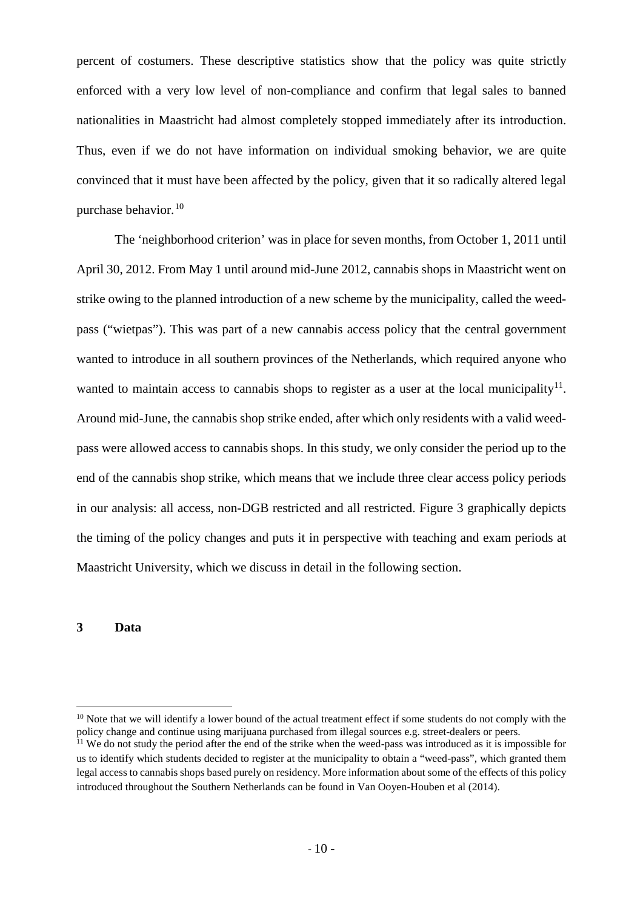percent of costumers. These descriptive statistics show that the policy was quite strictly enforced with a very low level of non-compliance and confirm that legal sales to banned nationalities in Maastricht had almost completely stopped immediately after its introduction. Thus, even if we do not have information on individual smoking behavior, we are quite convinced that it must have been affected by the policy, given that it so radically altered legal purchase behavior.[10]

The 'neighborhood criterion' was in place for seven months, from October 1, 2011 until April 30, 2012. From May 1 until around mid-June 2012, cannabis shops in Maastricht went on strike owing to the planned introduction of a new scheme by the municipality, called the weed-pass ("wietpas"). This was part of a new cannabis access policy that the central government wanted to introduce in all southern provinces of the Netherlands, which required anyone who wanted to maintain access to cannabis shops to register as a user at the local municipality[11]. Around mid-June, the cannabis shop strike ended, after which only residents with a valid weed-pass were allowed access to cannabis shops. In this study, we only consider the period up to the end of the cannabis shop strike, which means that we include three clear access policy periods in our analysis: all access, non-DGB restricted and all restricted. Figure 3 graphically depicts the timing of the policy changes and puts it in perspective with teaching and exam periods at Maastricht University, which we discuss in detail in the following section.

# 3 Data

[10] Note that we will identify a lower bound of the actual treatment effect if some students do not comply with the policy change and continue using marijuana purchased from illegal sources e.g. street-dealers or peers.

[11] We do not study the period after the end of the strike when the weed-pass was introduced as it is impossible for us to identify which students decided to register at the municipality to obtain a "weed-pass", which granted them legal access to cannabis shops based purely on residency. More information about some of the effects of this policy introduced throughout the Southern Netherlands can be found in Van Ooyen-Houben et al (2014).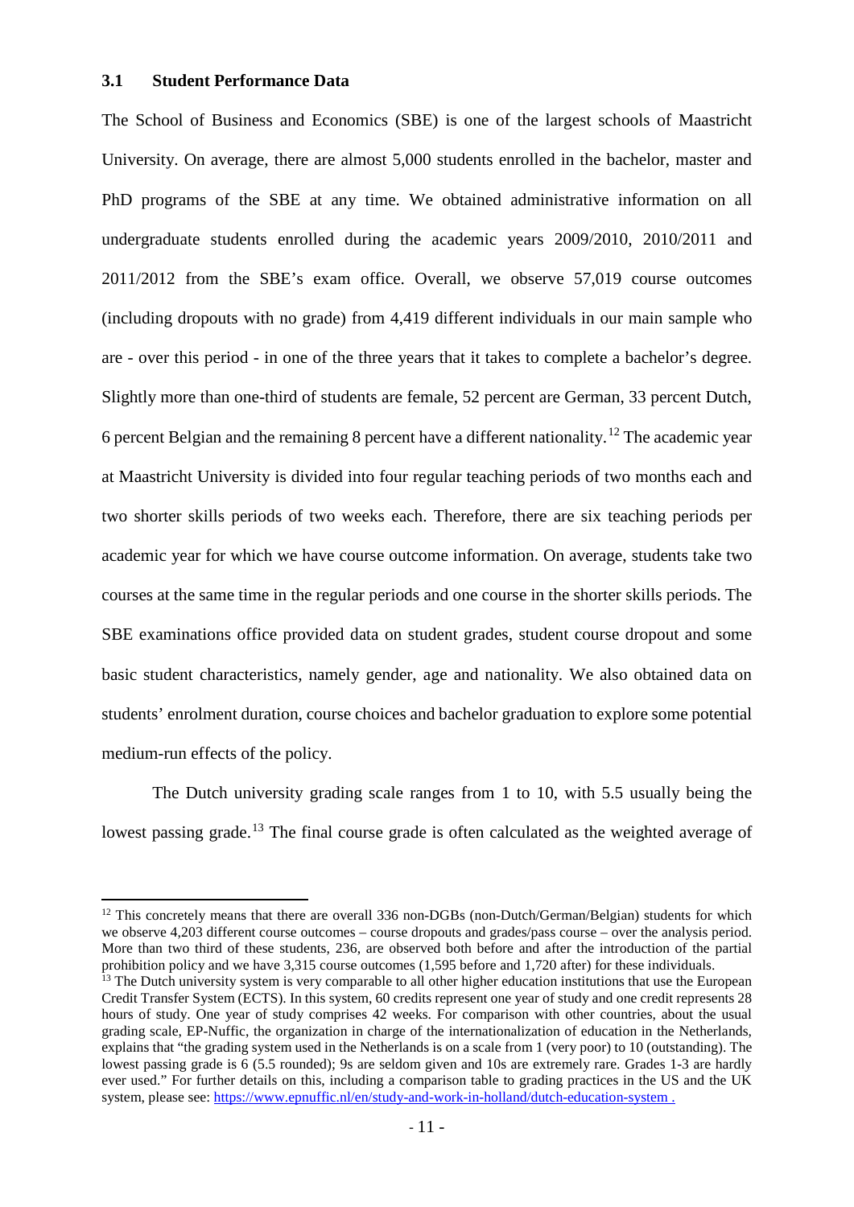### 3.1 Student Performance Data

The School of Business and Economics (SBE) is one of the largest schools of Maastricht University. On average, there are almost 5,000 students enrolled in the bachelor, master and PhD programs of the SBE at any time. We obtained administrative information on all undergraduate students enrolled during the academic years 2009/2010, 2010/2011 and 2011/2012 from the SBE's exam office. Overall, we observe 57,019 course outcomes (including dropouts with no grade) from 4,419 different individuals in our main sample who are - over this period - in one of the three years that it takes to complete a bachelor's degree. Slightly more than one-third of students are female, 52 percent are German, 33 percent Dutch, 6 percent Belgian and the remaining 8 percent have a different nationality.[12] The academic year at Maastricht University is divided into four regular teaching periods of two months each and two shorter skills periods of two weeks each. Therefore, there are six teaching periods per academic year for which we have course outcome information. On average, students take two courses at the same time in the regular periods and one course in the shorter skills periods. The SBE examinations office provided data on student grades, student course dropout and some basic student characteristics, namely gender, age and nationality. We also obtained data on students' enrolment duration, course choices and bachelor graduation to explore some potential medium-run effects of the policy.

The Dutch university grading scale ranges from 1 to 10, with 5.5 usually being the lowest passing grade.[13] The final course grade is often calculated as the weighted average of

[12] This concretely means that there are overall 336 non-DGBs (non-Dutch/German/Belgian) students for which we observe 4,203 different course outcomes – course dropouts and grades/pass course – over the analysis period. More than two third of these students, 236, are observed both before and after the introduction of the partial prohibition policy and we have 3,315 course outcomes (1,595 before and 1,720 after) for these individuals.

[13] The Dutch university system is very comparable to all other higher education institutions that use the European Credit Transfer System (ECTS). In this system, 60 credits represent one year of study and one credit represents 28 hours of study. One year of study comprises 42 weeks. For comparison with other countries, about the usual grading scale, EP-Nuffic, the organization in charge of the internationalization of education in the Netherlands, explains that "the grading system used in the Netherlands is on a scale from 1 (very poor) to 10 (outstanding). The lowest passing grade is 6 (5.5 rounded); 9s are seldom given and 10s are extremely rare. Grades 1-3 are hardly ever used." For further details on this, including a comparison table to grading practices in the US and the UK system, please see: https://www.epnuffic.nl/en/study-and-work-in-holland/dutch-education-system .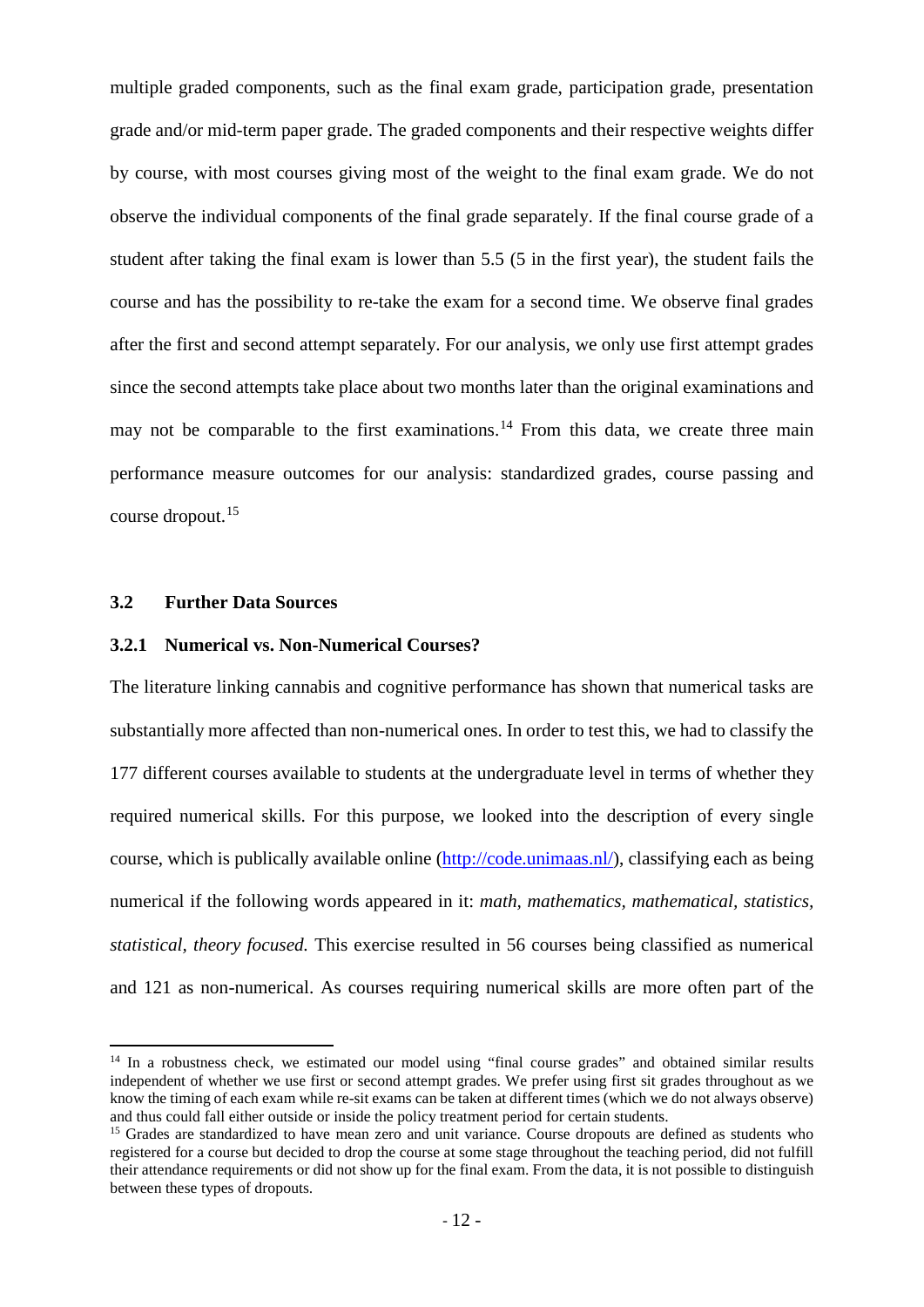multiple graded components, such as the final exam grade, participation grade, presentation grade and/or mid-term paper grade. The graded components and their respective weights differ by course, with most courses giving most of the weight to the final exam grade. We do not observe the individual components of the final grade separately. If the final course grade of a student after taking the final exam is lower than 5.5 (5 in the first year), the student fails the course and has the possibility to re-take the exam for a second time. We observe final grades after the first and second attempt separately. For our analysis, we only use first attempt grades since the second attempts take place about two months later than the original examinations and may not be comparable to the first examinations.[14] From this data, we create three main performance measure outcomes for our analysis: standardized grades, course passing and course dropout.[15]

### 3.2 Further Data Sources

#### 3.2.1 Numerical vs. Non-Numerical Courses?

The literature linking cannabis and cognitive performance has shown that numerical tasks are substantially more affected than non-numerical ones. In order to test this, we had to classify the 177 different courses available to students at the undergraduate level in terms of whether they required numerical skills. For this purpose, we looked into the description of every single course, which is publically available online (http://code.unimaas.nl/), classifying each as being numerical if the following words appeared in it: *math, mathematics, mathematical, statistics, statistical, theory focused.* This exercise resulted in 56 courses being classified as numerical and 121 as non-numerical. As courses requiring numerical skills are more often part of the

[14] In a robustness check, we estimated our model using "final course grades" and obtained similar results independent of whether we use first or second attempt grades. We prefer using first sit grades throughout as we know the timing of each exam while re-sit exams can be taken at different times (which we do not always observe) and thus could fall either outside or inside the policy treatment period for certain students.

[15] Grades are standardized to have mean zero and unit variance. Course dropouts are defined as students who registered for a course but decided to drop the course at some stage throughout the teaching period, did not fulfill their attendance requirements or did not show up for the final exam. From the data, it is not possible to distinguish between these types of dropouts.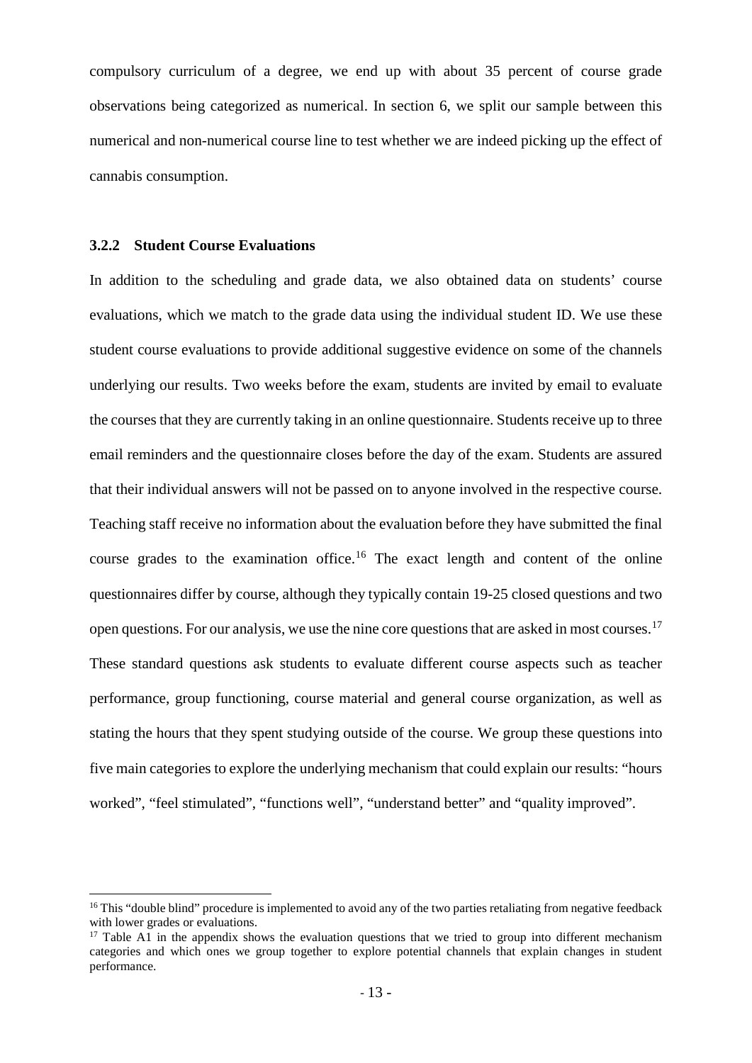compulsory curriculum of a degree, we end up with about 35 percent of course grade observations being categorized as numerical. In section 6, we split our sample between this numerical and non-numerical course line to test whether we are indeed picking up the effect of cannabis consumption.

### 3.2.2 Student Course Evaluations

In addition to the scheduling and grade data, we also obtained data on students' course evaluations, which we match to the grade data using the individual student ID. We use these student course evaluations to provide additional suggestive evidence on some of the channels underlying our results. Two weeks before the exam, students are invited by email to evaluate the courses that they are currently taking in an online questionnaire. Students receive up to three email reminders and the questionnaire closes before the day of the exam. Students are assured that their individual answers will not be passed on to anyone involved in the respective course. Teaching staff receive no information about the evaluation before they have submitted the final course grades to the examination office.[16] The exact length and content of the online questionnaires differ by course, although they typically contain 19-25 closed questions and two open questions. For our analysis, we use the nine core questions that are asked in most courses.[17] These standard questions ask students to evaluate different course aspects such as teacher performance, group functioning, course material and general course organization, as well as stating the hours that they spent studying outside of the course. We group these questions into five main categories to explore the underlying mechanism that could explain our results: "hours worked", "feel stimulated", "functions well", "understand better" and "quality improved".

---

[16] This "double blind" procedure is implemented to avoid any of the two parties retaliating from negative feedback with lower grades or evaluations.

[17] Table A1 in the appendix shows the evaluation questions that we tried to group into different mechanism categories and which ones we group together to explore potential channels that explain changes in student performance.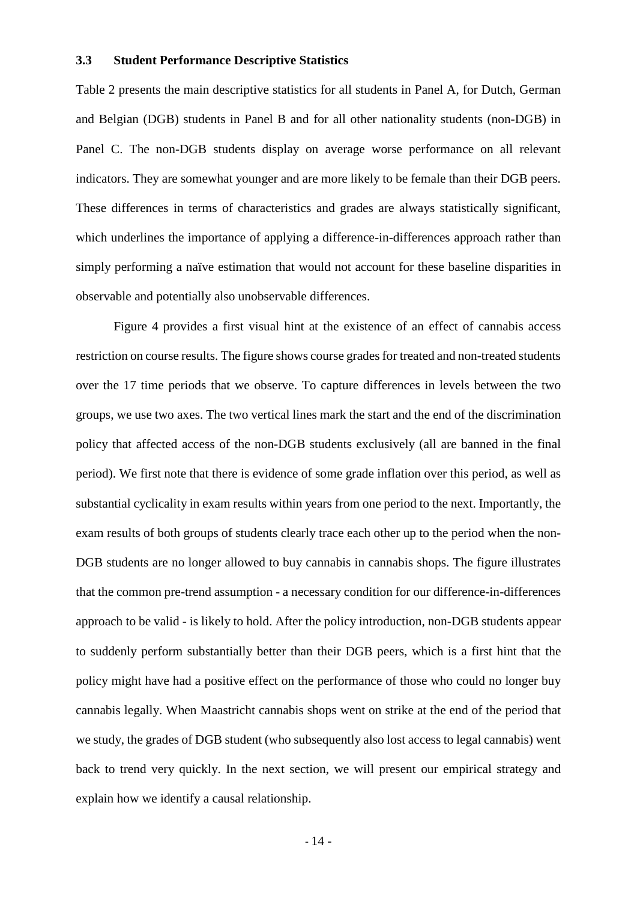### 3.3 Student Performance Descriptive Statistics

Table 2 presents the main descriptive statistics for all students in Panel A, for Dutch, German and Belgian (DGB) students in Panel B and for all other nationality students (non-DGB) in Panel C. The non-DGB students display on average worse performance on all relevant indicators. They are somewhat younger and are more likely to be female than their DGB peers. These differences in terms of characteristics and grades are always statistically significant, which underlines the importance of applying a difference-in-differences approach rather than simply performing a naïve estimation that would not account for these baseline disparities in observable and potentially also unobservable differences.

Figure 4 provides a first visual hint at the existence of an effect of cannabis access restriction on course results. The figure shows course grades for treated and non-treated students over the 17 time periods that we observe. To capture differences in levels between the two groups, we use two axes. The two vertical lines mark the start and the end of the discrimination policy that affected access of the non-DGB students exclusively (all are banned in the final period). We first note that there is evidence of some grade inflation over this period, as well as substantial cyclicality in exam results within years from one period to the next. Importantly, the exam results of both groups of students clearly trace each other up to the period when the non-DGB students are no longer allowed to buy cannabis in cannabis shops. The figure illustrates that the common pre-trend assumption - a necessary condition for our difference-in-differences approach to be valid - is likely to hold. After the policy introduction, non-DGB students appear to suddenly perform substantially better than their DGB peers, which is a first hint that the policy might have had a positive effect on the performance of those who could no longer buy cannabis legally. When Maastricht cannabis shops went on strike at the end of the period that we study, the grades of DGB student (who subsequently also lost access to legal cannabis) went back to trend very quickly. In the next section, we will present our empirical strategy and explain how we identify a causal relationship.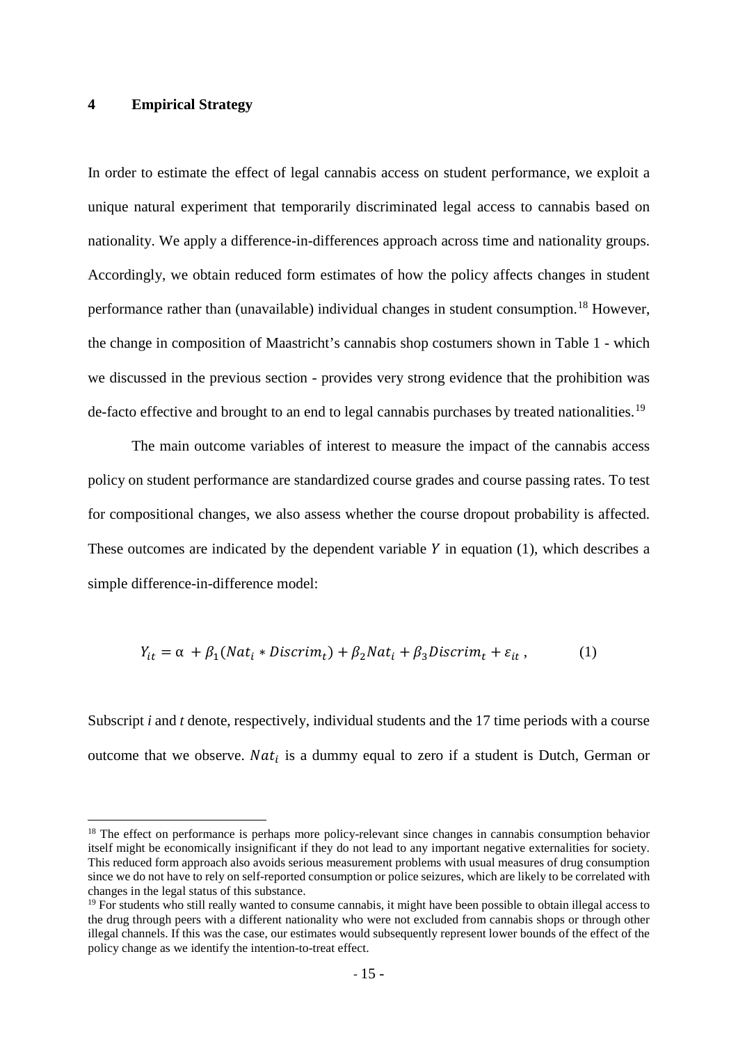## 4 Empirical Strategy

In order to estimate the effect of legal cannabis access on student performance, we exploit a unique natural experiment that temporarily discriminated legal access to cannabis based on nationality. We apply a difference-in-differences approach across time and nationality groups. Accordingly, we obtain reduced form estimates of how the policy affects changes in student performance rather than (unavailable) individual changes in student consumption.[18] However, the change in composition of Maastricht's cannabis shop costumers shown in Table 1 - which we discussed in the previous section - provides very strong evidence that the prohibition was de-facto effective and brought to an end to legal cannabis purchases by treated nationalities.[19]

The main outcome variables of interest to measure the impact of the cannabis access policy on student performance are standardized course grades and course passing rates. To test for compositional changes, we also assess whether the course dropout probability is affected. These outcomes are indicated by the dependent variable $Y$ in equation (1), which describes a simple difference-in-difference model:

$$Y_{it} = \alpha + \beta_1(Nat_i * Discrim_t) + \beta_2 Nat_i + \beta_3 Discrim_t + \varepsilon_{it}, \qquad (1)$$

Subscript *i* and *t* denote, respectively, individual students and the 17 time periods with a course outcome that we observe. $Nat_i$ is a dummy equal to zero if a student is Dutch, German or

[18] The effect on performance is perhaps more policy-relevant since changes in cannabis consumption behavior itself might be economically insignificant if they do not lead to any important negative externalities for society. This reduced form approach also avoids serious measurement problems with usual measures of drug consumption since we do not have to rely on self-reported consumption or police seizures, which are likely to be correlated with changes in the legal status of this substance.

[19] For students who still really wanted to consume cannabis, it might have been possible to obtain illegal access to the drug through peers with a different nationality who were not excluded from cannabis shops or through other illegal channels. If this was the case, our estimates would subsequently represent lower bounds of the effect of the policy change as we identify the intention-to-treat effect.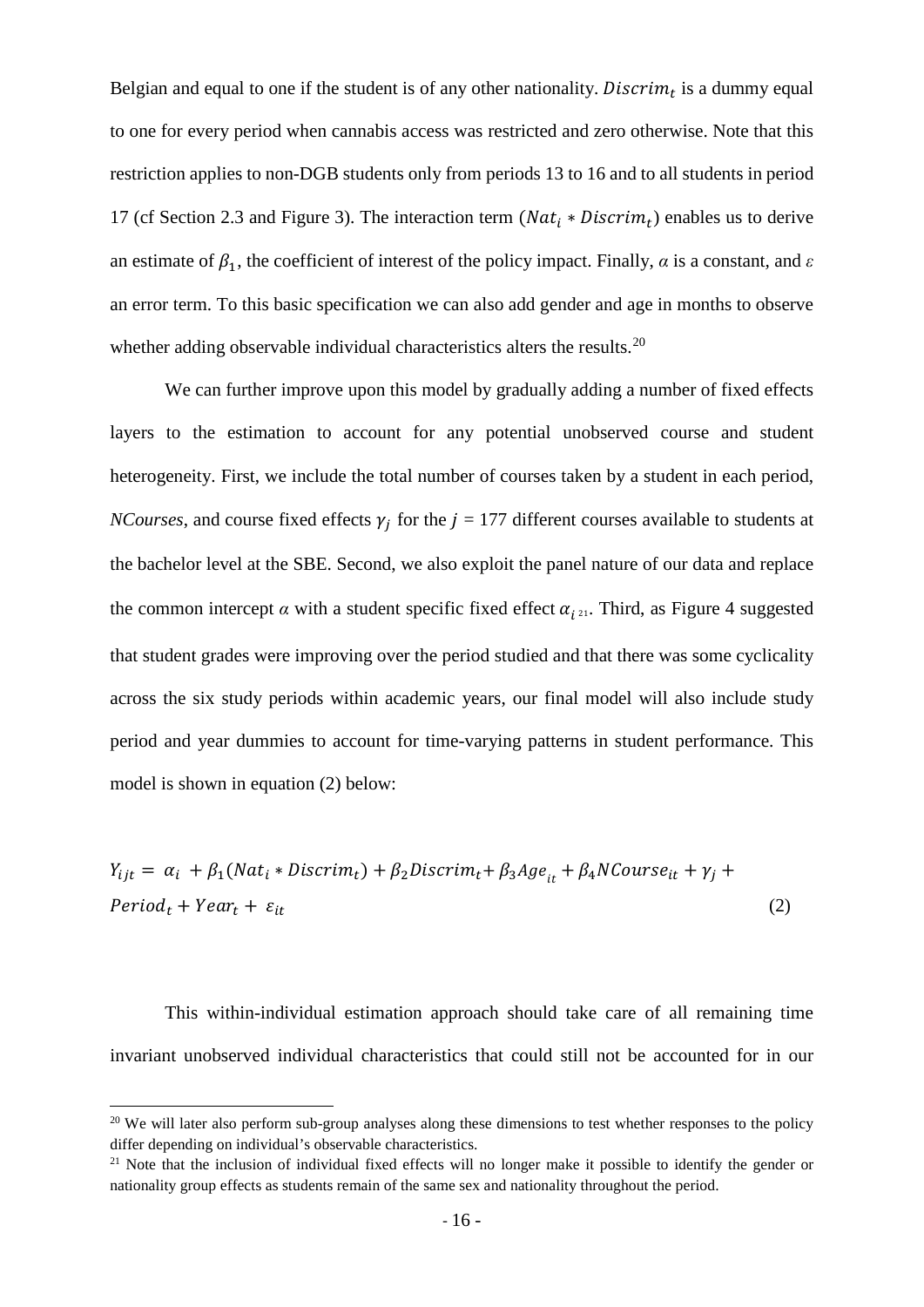Belgian and equal to one if the student is of any other nationality. $Discrim_t$ is a dummy equal to one for every period when cannabis access was restricted and zero otherwise. Note that this restriction applies to non-DGB students only from periods 13 to 16 and to all students in period 17 (cf Section 2.3 and Figure 3). The interaction term ($Nat_i * Discrim_t$) enables us to derive an estimate of $\beta_1$, the coefficient of interest of the policy impact. Finally, $\alpha$ is a constant, and $\varepsilon$ an error term. To this basic specification we can also add gender and age in months to observe whether adding observable individual characteristics alters the results.[20]

We can further improve upon this model by gradually adding a number of fixed effects layers to the estimation to account for any potential unobserved course and student heterogeneity. First, we include the total number of courses taken by a student in each period, *NCourses*, and course fixed effects $\gamma_j$ for the $j$ = 177 different courses available to students at the bachelor level at the SBE. Second, we also exploit the panel nature of our data and replace the common intercept $\alpha$ with a student specific fixed effect $\alpha_i$[21]. Third, as Figure 4 suggested that student grades were improving over the period studied and that there was some cyclicality across the six study periods within academic years, our final model will also include study period and year dummies to account for time-varying patterns in student performance. This model is shown in equation (2) below:

$$Y_{ijt} = \alpha_i + \beta_1(Nat_i * Discrim_t) + \beta_2 Discrim_t + \beta_3 Age_{it} + \beta_4 NCourse_{it} + \gamma_j + Period_t + Year_t + \varepsilon_{it} \quad (2)$$

This within-individual estimation approach should take care of all remaining time invariant unobserved individual characteristics that could still not be accounted for in our

[20] We will later also perform sub-group analyses along these dimensions to test whether responses to the policy differ depending on individual's observable characteristics.

[21] Note that the inclusion of individual fixed effects will no longer make it possible to identify the gender or nationality group effects as students remain of the same sex and nationality throughout the period.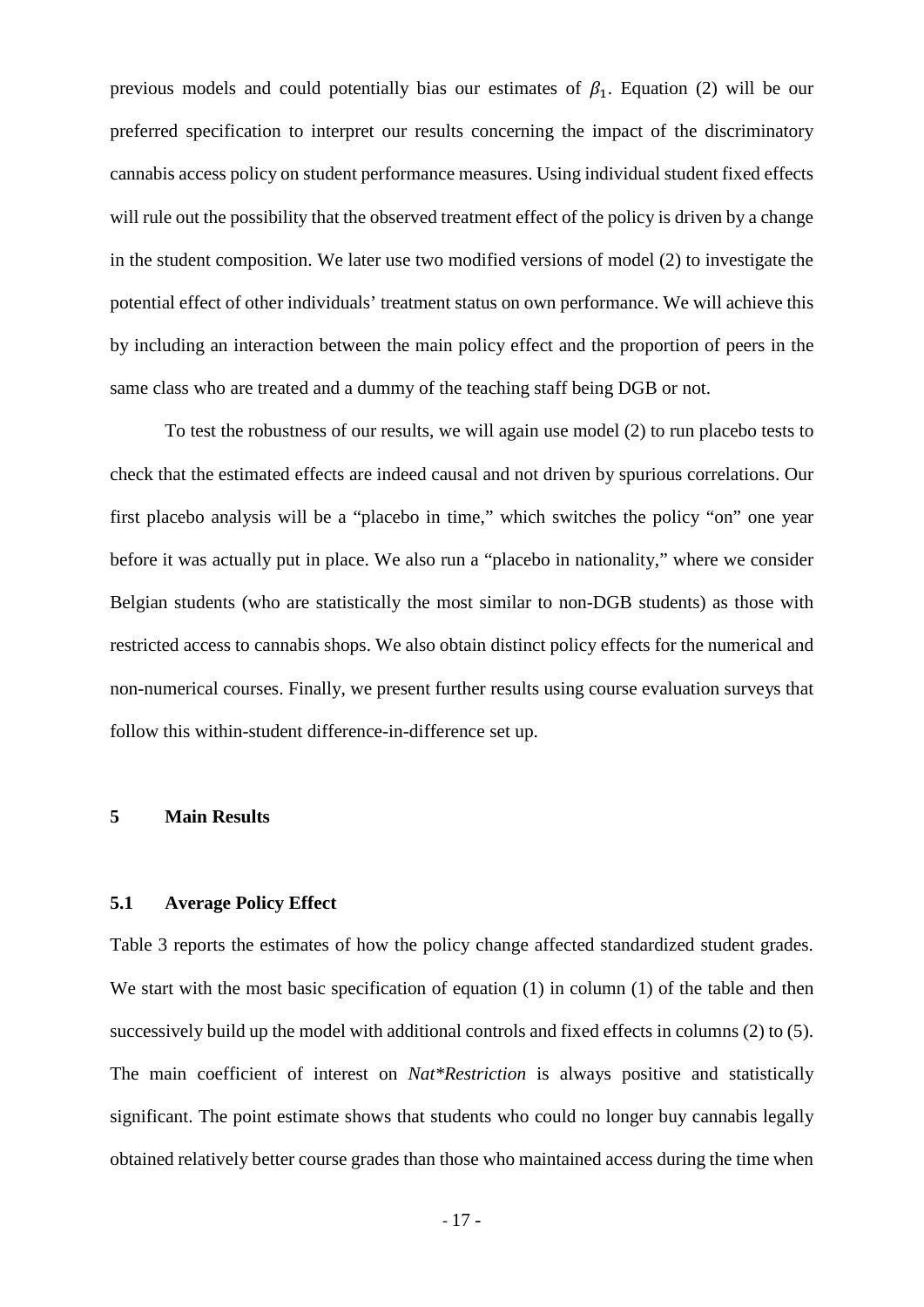previous models and could potentially bias our estimates of $\beta_1$. Equation (2) will be our preferred specification to interpret our results concerning the impact of the discriminatory cannabis access policy on student performance measures. Using individual student fixed effects will rule out the possibility that the observed treatment effect of the policy is driven by a change in the student composition. We later use two modified versions of model (2) to investigate the potential effect of other individuals' treatment status on own performance. We will achieve this by including an interaction between the main policy effect and the proportion of peers in the same class who are treated and a dummy of the teaching staff being DGB or not.

To test the robustness of our results, we will again use model (2) to run placebo tests to check that the estimated effects are indeed causal and not driven by spurious correlations. Our first placebo analysis will be a "placebo in time," which switches the policy "on" one year before it was actually put in place. We also run a "placebo in nationality," where we consider Belgian students (who are statistically the most similar to non-DGB students) as those with restricted access to cannabis shops. We also obtain distinct policy effects for the numerical and non-numerical courses. Finally, we present further results using course evaluation surveys that follow this within-student difference-in-difference set up.

## 5 Main Results

### 5.1 Average Policy Effect

Table 3 reports the estimates of how the policy change affected standardized student grades. We start with the most basic specification of equation (1) in column (1) of the table and then successively build up the model with additional controls and fixed effects in columns (2) to (5). The main coefficient of interest on *Nat*Restriction* is always positive and statistically significant. The point estimate shows that students who could no longer buy cannabis legally obtained relatively better course grades than those who maintained access during the time when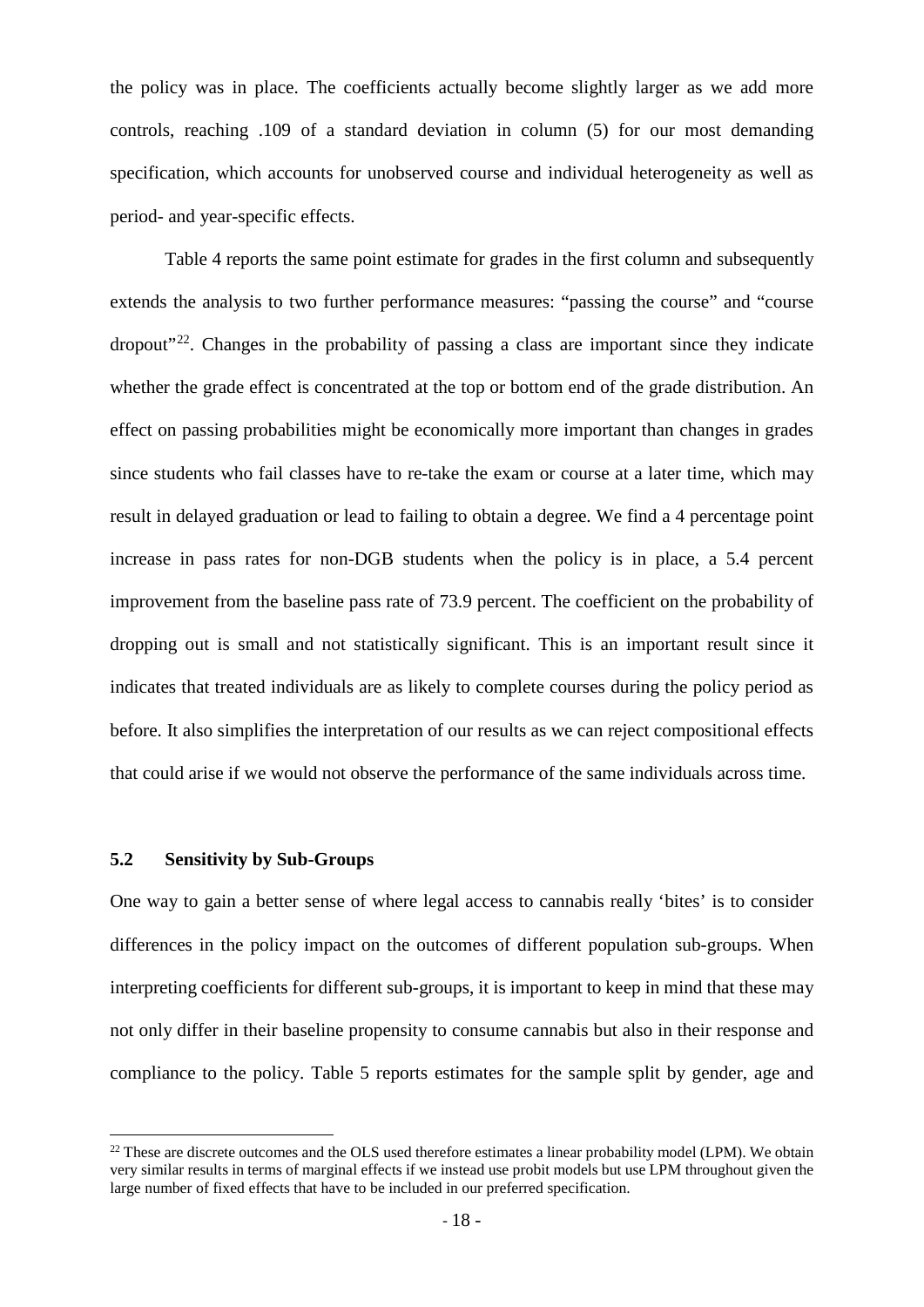the policy was in place. The coefficients actually become slightly larger as we add more controls, reaching .109 of a standard deviation in column (5) for our most demanding specification, which accounts for unobserved course and individual heterogeneity as well as period- and year-specific effects.

Table 4 reports the same point estimate for grades in the first column and subsequently extends the analysis to two further performance measures: "passing the course" and "course dropout"[22]. Changes in the probability of passing a class are important since they indicate whether the grade effect is concentrated at the top or bottom end of the grade distribution. An effect on passing probabilities might be economically more important than changes in grades since students who fail classes have to re-take the exam or course at a later time, which may result in delayed graduation or lead to failing to obtain a degree. We find a 4 percentage point increase in pass rates for non-DGB students when the policy is in place, a 5.4 percent improvement from the baseline pass rate of 73.9 percent. The coefficient on the probability of dropping out is small and not statistically significant. This is an important result since it indicates that treated individuals are as likely to complete courses during the policy period as before. It also simplifies the interpretation of our results as we can reject compositional effects that could arise if we would not observe the performance of the same individuals across time.

### 5.2 Sensitivity by Sub-Groups

One way to gain a better sense of where legal access to cannabis really 'bites' is to consider differences in the policy impact on the outcomes of different population sub-groups. When interpreting coefficients for different sub-groups, it is important to keep in mind that these may not only differ in their baseline propensity to consume cannabis but also in their response and compliance to the policy. Table 5 reports estimates for the sample split by gender, age and

[22] These are discrete outcomes and the OLS used therefore estimates a linear probability model (LPM). We obtain very similar results in terms of marginal effects if we instead use probit models but use LPM throughout given the large number of fixed effects that have to be included in our preferred specification.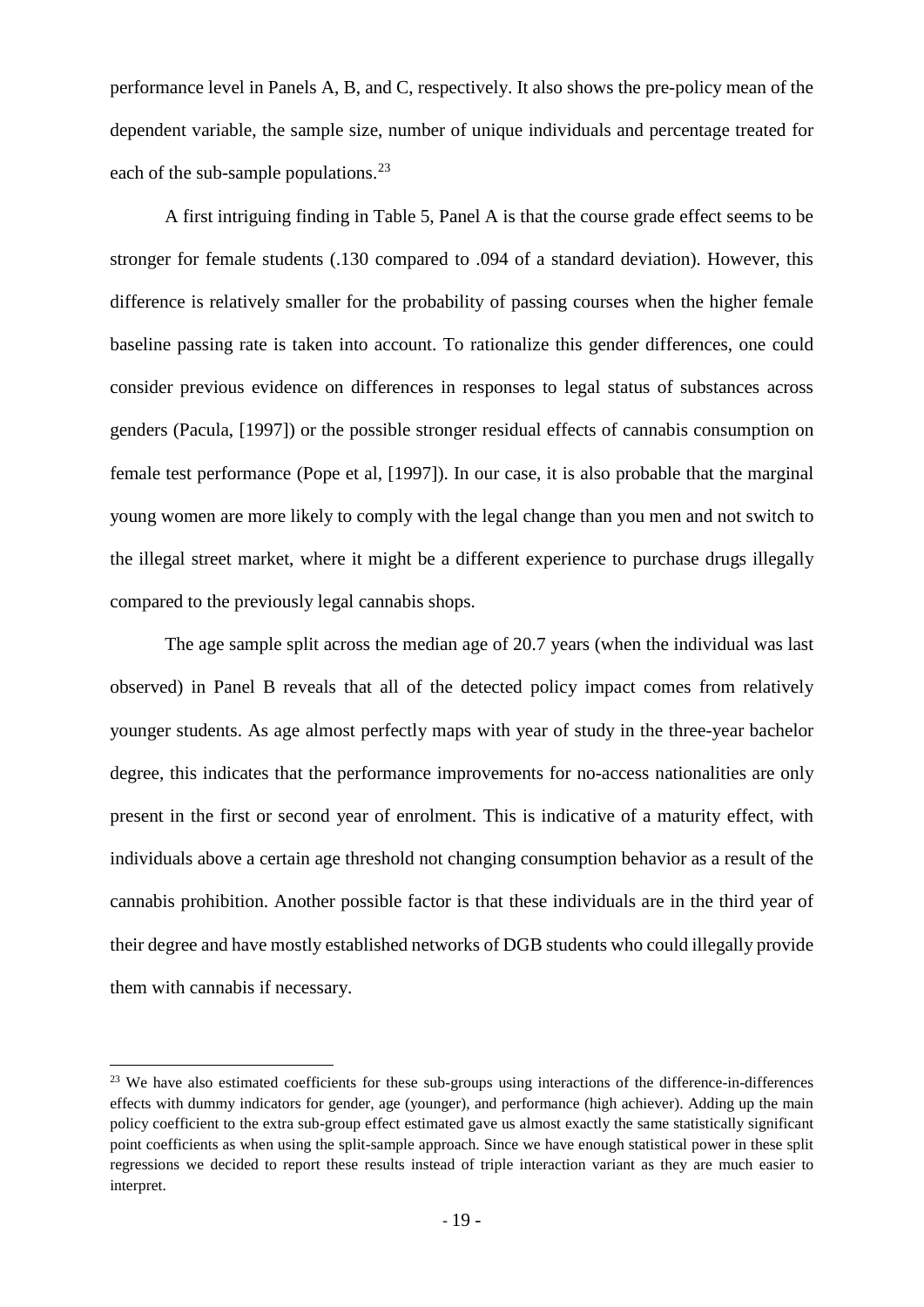performance level in Panels A, B, and C, respectively. It also shows the pre-policy mean of the dependent variable, the sample size, number of unique individuals and percentage treated for each of the sub-sample populations.[23]

A first intriguing finding in Table 5, Panel A is that the course grade effect seems to be stronger for female students (.130 compared to .094 of a standard deviation). However, this difference is relatively smaller for the probability of passing courses when the higher female baseline passing rate is taken into account. To rationalize this gender differences, one could consider previous evidence on differences in responses to legal status of substances across genders (Pacula, [1997]) or the possible stronger residual effects of cannabis consumption on female test performance (Pope et al, [1997]). In our case, it is also probable that the marginal young women are more likely to comply with the legal change than you men and not switch to the illegal street market, where it might be a different experience to purchase drugs illegally compared to the previously legal cannabis shops.

The age sample split across the median age of 20.7 years (when the individual was last observed) in Panel B reveals that all of the detected policy impact comes from relatively younger students. As age almost perfectly maps with year of study in the three-year bachelor degree, this indicates that the performance improvements for no-access nationalities are only present in the first or second year of enrolment. This is indicative of a maturity effect, with individuals above a certain age threshold not changing consumption behavior as a result of the cannabis prohibition. Another possible factor is that these individuals are in the third year of their degree and have mostly established networks of DGB students who could illegally provide them with cannabis if necessary.

[23] We have also estimated coefficients for these sub-groups using interactions of the difference-in-differences effects with dummy indicators for gender, age (younger), and performance (high achiever). Adding up the main policy coefficient to the extra sub-group effect estimated gave us almost exactly the same statistically significant point coefficients as when using the split-sample approach. Since we have enough statistical power in these split regressions we decided to report these results instead of triple interaction variant as they are much easier to interpret.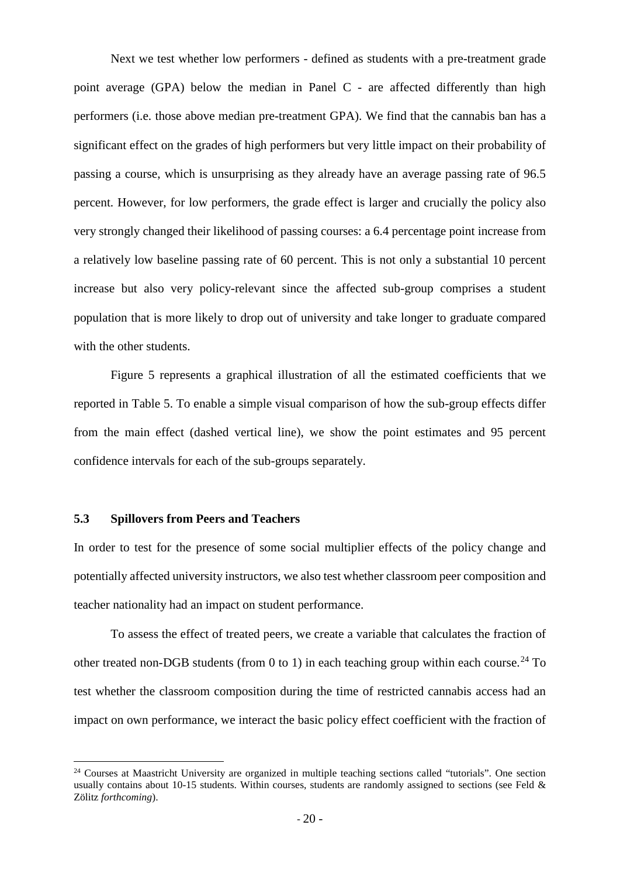Next we test whether low performers - defined as students with a pre-treatment grade point average (GPA) below the median in Panel C - are affected differently than high performers (i.e. those above median pre-treatment GPA). We find that the cannabis ban has a significant effect on the grades of high performers but very little impact on their probability of passing a course, which is unsurprising as they already have an average passing rate of 96.5 percent. However, for low performers, the grade effect is larger and crucially the policy also very strongly changed their likelihood of passing courses: a 6.4 percentage point increase from a relatively low baseline passing rate of 60 percent. This is not only a substantial 10 percent increase but also very policy-relevant since the affected sub-group comprises a student population that is more likely to drop out of university and take longer to graduate compared with the other students.

Figure 5 represents a graphical illustration of all the estimated coefficients that we reported in Table 5. To enable a simple visual comparison of how the sub-group effects differ from the main effect (dashed vertical line), we show the point estimates and 95 percent confidence intervals for each of the sub-groups separately.

### 5.3 Spillovers from Peers and Teachers

In order to test for the presence of some social multiplier effects of the policy change and potentially affected university instructors, we also test whether classroom peer composition and teacher nationality had an impact on student performance.

To assess the effect of treated peers, we create a variable that calculates the fraction of other treated non-DGB students (from 0 to 1) in each teaching group within each course.[24] To test whether the classroom composition during the time of restricted cannabis access had an impact on own performance, we interact the basic policy effect coefficient with the fraction of

[24] Courses at Maastricht University are organized in multiple teaching sections called "tutorials". One section usually contains about 10-15 students. Within courses, students are randomly assigned to sections (see Feld & Zölitz *forthcoming*).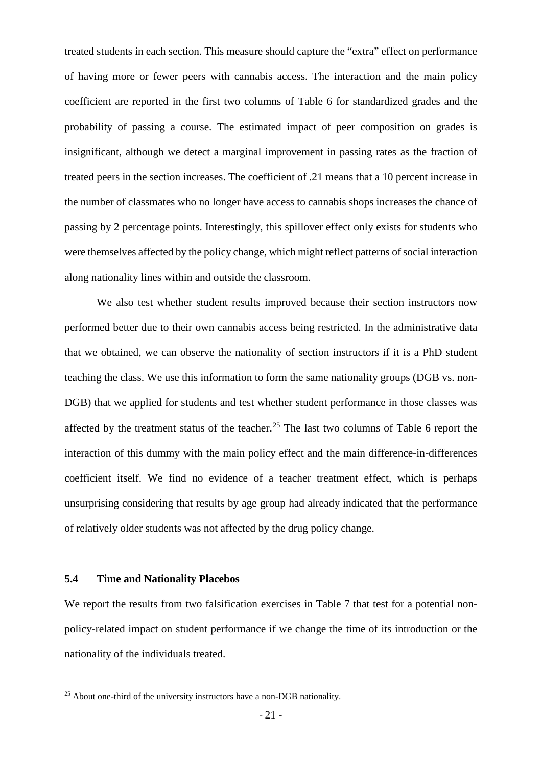treated students in each section. This measure should capture the "extra" effect on performance of having more or fewer peers with cannabis access. The interaction and the main policy coefficient are reported in the first two columns of Table 6 for standardized grades and the probability of passing a course. The estimated impact of peer composition on grades is insignificant, although we detect a marginal improvement in passing rates as the fraction of treated peers in the section increases. The coefficient of .21 means that a 10 percent increase in the number of classmates who no longer have access to cannabis shops increases the chance of passing by 2 percentage points. Interestingly, this spillover effect only exists for students who were themselves affected by the policy change, which might reflect patterns of social interaction along nationality lines within and outside the classroom.

We also test whether student results improved because their section instructors now performed better due to their own cannabis access being restricted. In the administrative data that we obtained, we can observe the nationality of section instructors if it is a PhD student teaching the class. We use this information to form the same nationality groups (DGB vs. non-DGB) that we applied for students and test whether student performance in those classes was affected by the treatment status of the teacher.[25] The last two columns of Table 6 report the interaction of this dummy with the main policy effect and the main difference-in-differences coefficient itself. We find no evidence of a teacher treatment effect, which is perhaps unsurprising considering that results by age group had already indicated that the performance of relatively older students was not affected by the drug policy change.

### 5.4 Time and Nationality Placebos

We report the results from two falsification exercises in Table 7 that test for a potential non-policy-related impact on student performance if we change the time of its introduction or the nationality of the individuals treated.

[25] About one-third of the university instructors have a non-DGB nationality.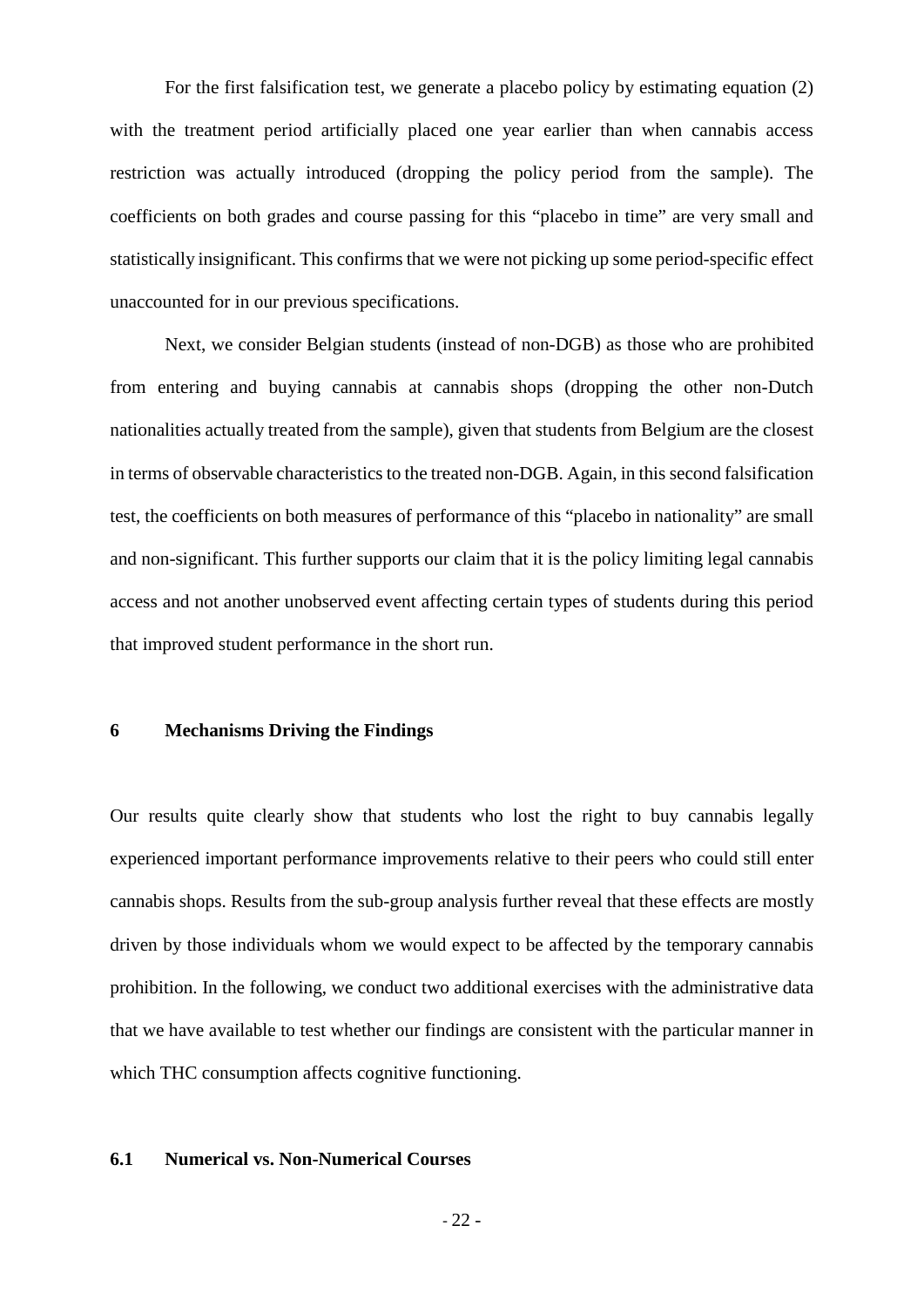For the first falsification test, we generate a placebo policy by estimating equation (2) with the treatment period artificially placed one year earlier than when cannabis access restriction was actually introduced (dropping the policy period from the sample). The coefficients on both grades and course passing for this "placebo in time" are very small and statistically insignificant. This confirms that we were not picking up some period-specific effect unaccounted for in our previous specifications.

Next, we consider Belgian students (instead of non-DGB) as those who are prohibited from entering and buying cannabis at cannabis shops (dropping the other non-Dutch nationalities actually treated from the sample), given that students from Belgium are the closest in terms of observable characteristics to the treated non-DGB. Again, in this second falsification test, the coefficients on both measures of performance of this "placebo in nationality" are small and non-significant. This further supports our claim that it is the policy limiting legal cannabis access and not another unobserved event affecting certain types of students during this period that improved student performance in the short run.

## 6 Mechanisms Driving the Findings

Our results quite clearly show that students who lost the right to buy cannabis legally experienced important performance improvements relative to their peers who could still enter cannabis shops. Results from the sub-group analysis further reveal that these effects are mostly driven by those individuals whom we would expect to be affected by the temporary cannabis prohibition. In the following, we conduct two additional exercises with the administrative data that we have available to test whether our findings are consistent with the particular manner in which THC consumption affects cognitive functioning.

### 6.1 Numerical vs. Non-Numerical Courses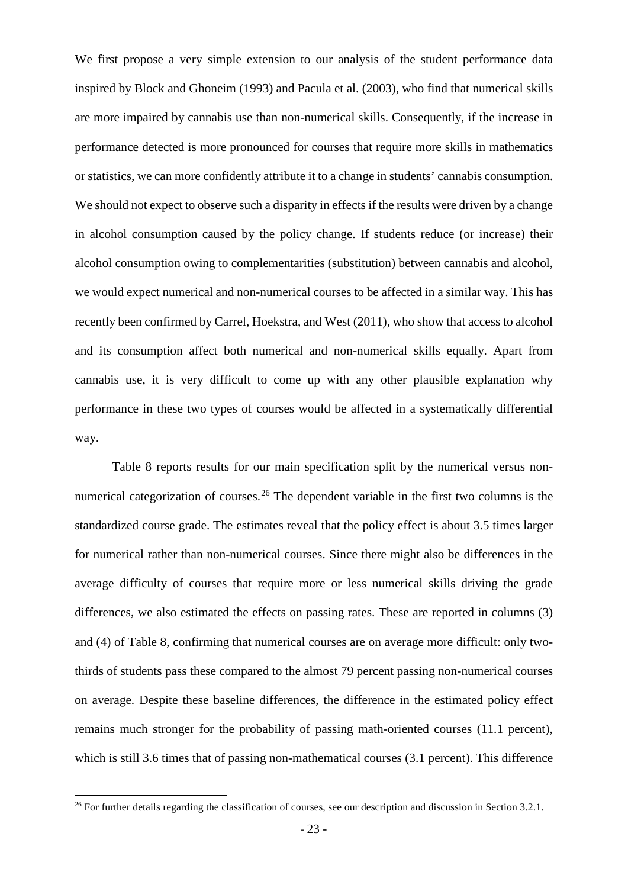We first propose a very simple extension to our analysis of the student performance data inspired by Block and Ghoneim (1993) and Pacula et al. (2003), who find that numerical skills are more impaired by cannabis use than non-numerical skills. Consequently, if the increase in performance detected is more pronounced for courses that require more skills in mathematics or statistics, we can more confidently attribute it to a change in students' cannabis consumption. We should not expect to observe such a disparity in effects if the results were driven by a change in alcohol consumption caused by the policy change. If students reduce (or increase) their alcohol consumption owing to complementarities (substitution) between cannabis and alcohol, we would expect numerical and non-numerical courses to be affected in a similar way. This has recently been confirmed by Carrel, Hoekstra, and West (2011), who show that access to alcohol and its consumption affect both numerical and non-numerical skills equally. Apart from cannabis use, it is very difficult to come up with any other plausible explanation why performance in these two types of courses would be affected in a systematically differential way.

Table 8 reports results for our main specification split by the numerical versus non-numerical categorization of courses.[26] The dependent variable in the first two columns is the standardized course grade. The estimates reveal that the policy effect is about 3.5 times larger for numerical rather than non-numerical courses. Since there might also be differences in the average difficulty of courses that require more or less numerical skills driving the grade differences, we also estimated the effects on passing rates. These are reported in columns (3) and (4) of Table 8, confirming that numerical courses are on average more difficult: only two-thirds of students pass these compared to the almost 79 percent passing non-numerical courses on average. Despite these baseline differences, the difference in the estimated policy effect remains much stronger for the probability of passing math-oriented courses (11.1 percent), which is still 3.6 times that of passing non-mathematical courses (3.1 percent). This difference

[26] For further details regarding the classification of courses, see our description and discussion in Section 3.2.1.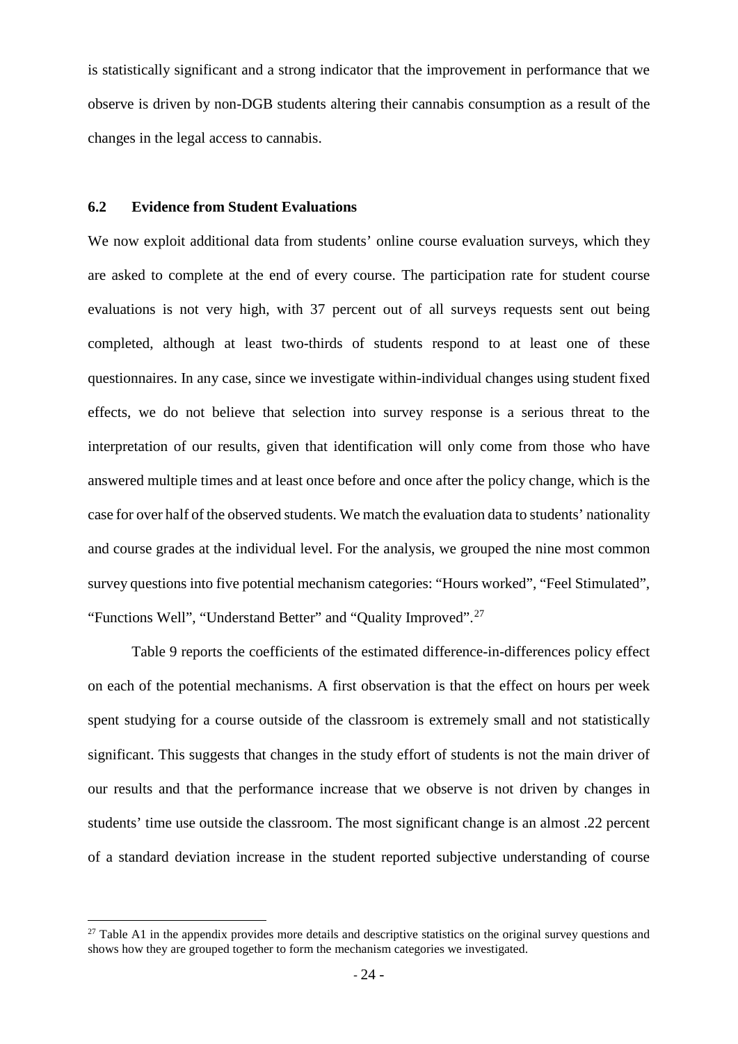is statistically significant and a strong indicator that the improvement in performance that we observe is driven by non-DGB students altering their cannabis consumption as a result of the changes in the legal access to cannabis.

### 6.2 Evidence from Student Evaluations

We now exploit additional data from students' online course evaluation surveys, which they are asked to complete at the end of every course. The participation rate for student course evaluations is not very high, with 37 percent out of all surveys requests sent out being completed, although at least two-thirds of students respond to at least one of these questionnaires. In any case, since we investigate within-individual changes using student fixed effects, we do not believe that selection into survey response is a serious threat to the interpretation of our results, given that identification will only come from those who have answered multiple times and at least once before and once after the policy change, which is the case for over half of the observed students. We match the evaluation data to students' nationality and course grades at the individual level. For the analysis, we grouped the nine most common survey questions into five potential mechanism categories: "Hours worked", "Feel Stimulated", "Functions Well", "Understand Better" and "Quality Improved".[27]

Table 9 reports the coefficients of the estimated difference-in-differences policy effect on each of the potential mechanisms. A first observation is that the effect on hours per week spent studying for a course outside of the classroom is extremely small and not statistically significant. This suggests that changes in the study effort of students is not the main driver of our results and that the performance increase that we observe is not driven by changes in students' time use outside the classroom. The most significant change is an almost .22 percent of a standard deviation increase in the student reported subjective understanding of course

[27] Table A1 in the appendix provides more details and descriptive statistics on the original survey questions and shows how they are grouped together to form the mechanism categories we investigated.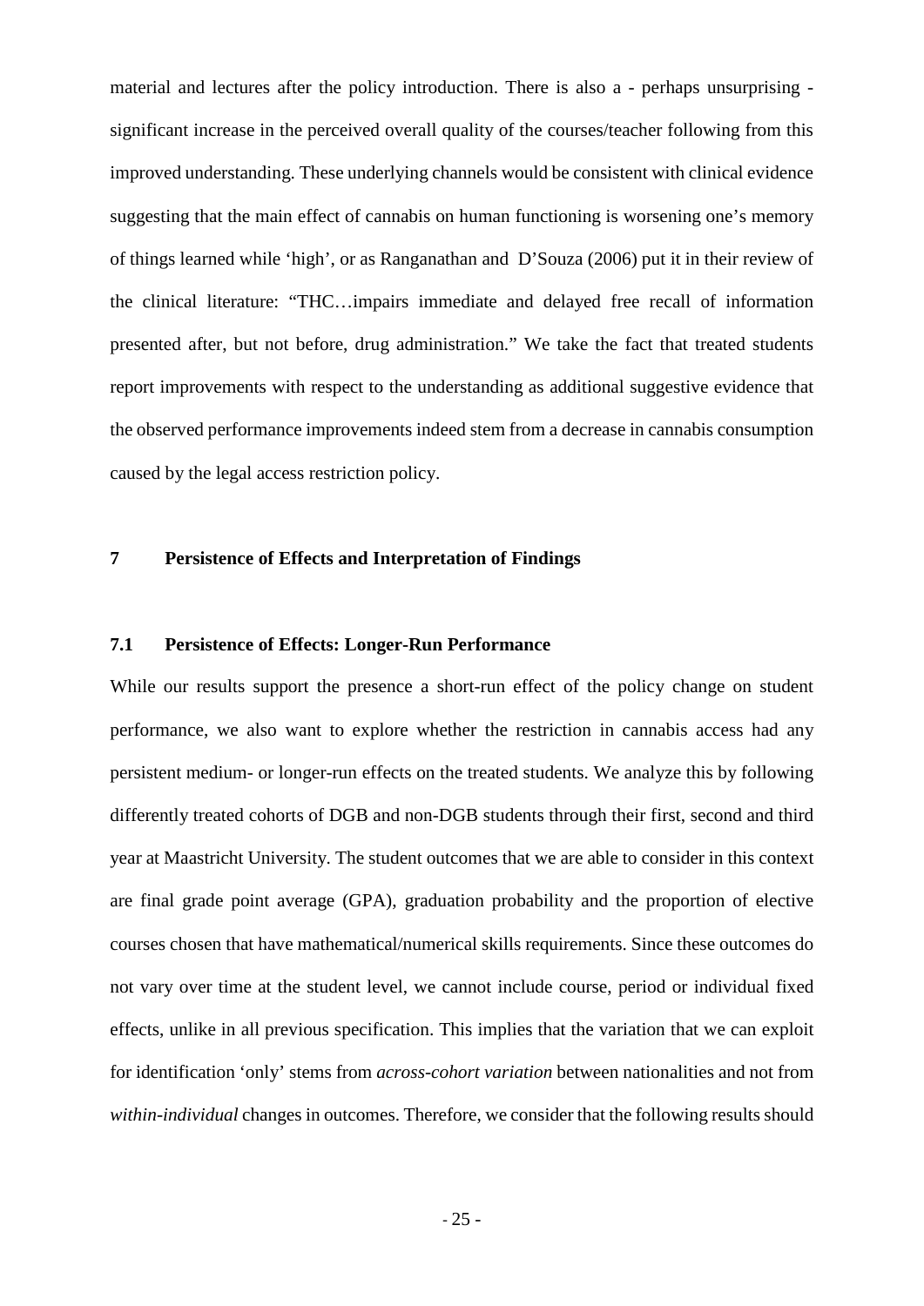material and lectures after the policy introduction. There is also a - perhaps unsurprising - significant increase in the perceived overall quality of the courses/teacher following from this improved understanding. These underlying channels would be consistent with clinical evidence suggesting that the main effect of cannabis on human functioning is worsening one's memory of things learned while 'high', or as Ranganathan and D'Souza (2006) put it in their review of the clinical literature: "THC…impairs immediate and delayed free recall of information presented after, but not before, drug administration." We take the fact that treated students report improvements with respect to the understanding as additional suggestive evidence that the observed performance improvements indeed stem from a decrease in cannabis consumption caused by the legal access restriction policy.

## 7 Persistence of Effects and Interpretation of Findings

### 7.1 Persistence of Effects: Longer-Run Performance

While our results support the presence a short-run effect of the policy change on student performance, we also want to explore whether the restriction in cannabis access had any persistent medium- or longer-run effects on the treated students. We analyze this by following differently treated cohorts of DGB and non-DGB students through their first, second and third year at Maastricht University. The student outcomes that we are able to consider in this context are final grade point average (GPA), graduation probability and the proportion of elective courses chosen that have mathematical/numerical skills requirements. Since these outcomes do not vary over time at the student level, we cannot include course, period or individual fixed effects, unlike in all previous specification. This implies that the variation that we can exploit for identification 'only' stems from *across-cohort variation* between nationalities and not from *within-individual* changes in outcomes. Therefore, we consider that the following results should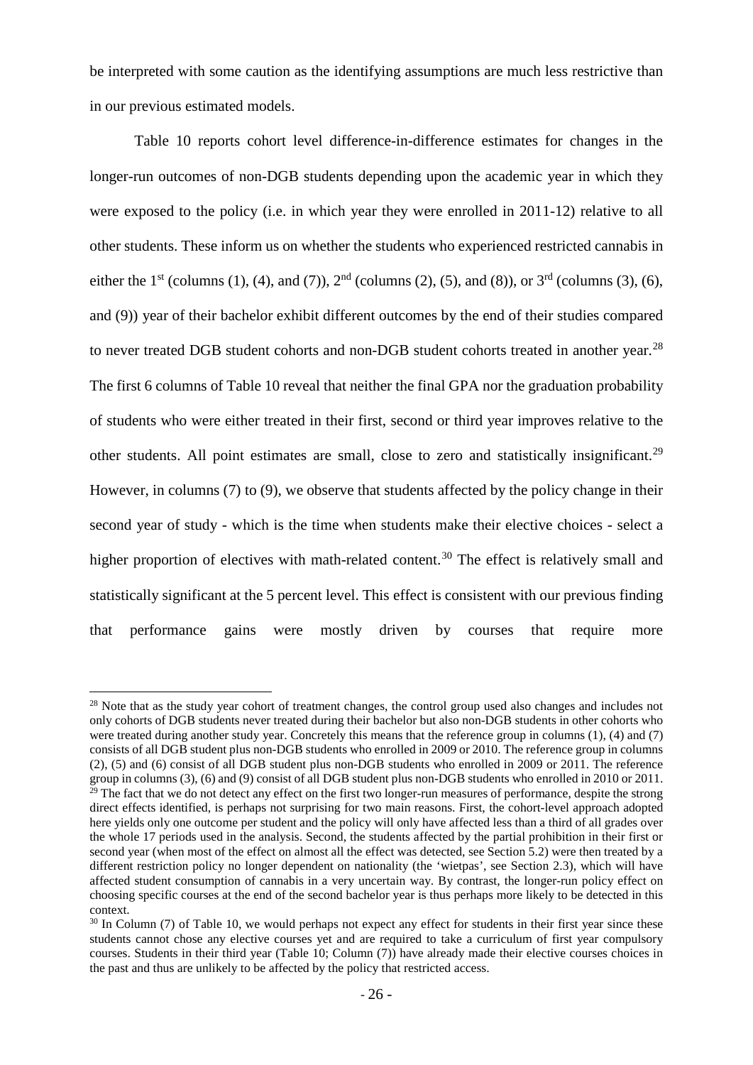be interpreted with some caution as the identifying assumptions are much less restrictive than in our previous estimated models.

Table 10 reports cohort level difference-in-difference estimates for changes in the longer-run outcomes of non-DGB students depending upon the academic year in which they were exposed to the policy (i.e. in which year they were enrolled in 2011-12) relative to all other students. These inform us on whether the students who experienced restricted cannabis in either the 1st (columns (1), (4), and (7)), 2nd (columns (2), (5), and (8)), or 3rd (columns (3), (6), and (9)) year of their bachelor exhibit different outcomes by the end of their studies compared to never treated DGB student cohorts and non-DGB student cohorts treated in another year.[28] The first 6 columns of Table 10 reveal that neither the final GPA nor the graduation probability of students who were either treated in their first, second or third year improves relative to the other students. All point estimates are small, close to zero and statistically insignificant.[29] However, in columns (7) to (9), we observe that students affected by the policy change in their second year of study - which is the time when students make their elective choices - select a higher proportion of electives with math-related content.[30] The effect is relatively small and statistically significant at the 5 percent level. This effect is consistent with our previous finding that performance gains were mostly driven by courses that require more

---

[28] Note that as the study year cohort of treatment changes, the control group used also changes and includes not only cohorts of DGB students never treated during their bachelor but also non-DGB students in other cohorts who were treated during another study year. Concretely this means that the reference group in columns (1), (4) and (7) consists of all DGB student plus non-DGB students who enrolled in 2009 or 2010. The reference group in columns (2), (5) and (6) consist of all DGB student plus non-DGB students who enrolled in 2009 or 2011. The reference group in columns (3), (6) and (9) consist of all DGB student plus non-DGB students who enrolled in 2010 or 2011.

[29] The fact that we do not detect any effect on the first two longer-run measures of performance, despite the strong direct effects identified, is perhaps not surprising for two main reasons. First, the cohort-level approach adopted here yields only one outcome per student and the policy will only have affected less than a third of all grades over the whole 17 periods used in the analysis. Second, the students affected by the partial prohibition in their first or second year (when most of the effect on almost all the effect was detected, see Section 5.2) were then treated by a different restriction policy no longer dependent on nationality (the 'wietpas', see Section 2.3), which will have affected student consumption of cannabis in a very uncertain way. By contrast, the longer-run policy effect on choosing specific courses at the end of the second bachelor year is thus perhaps more likely to be detected in this context.

[30] In Column (7) of Table 10, we would perhaps not expect any effect for students in their first year since these students cannot chose any elective courses yet and are required to take a curriculum of first year compulsory courses. Students in their third year (Table 10; Column (7)) have already made their elective courses choices in the past and thus are unlikely to be affected by the policy that restricted access.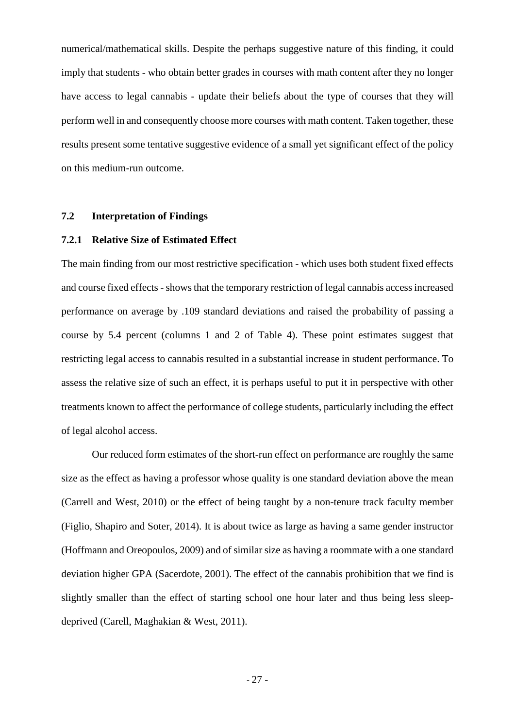numerical/mathematical skills. Despite the perhaps suggestive nature of this finding, it could imply that students - who obtain better grades in courses with math content after they no longer have access to legal cannabis - update their beliefs about the type of courses that they will perform well in and consequently choose more courses with math content. Taken together, these results present some tentative suggestive evidence of a small yet significant effect of the policy on this medium-run outcome.

### 7.2 Interpretation of Findings

#### 7.2.1 Relative Size of Estimated Effect

The main finding from our most restrictive specification - which uses both student fixed effects and course fixed effects - shows that the temporary restriction of legal cannabis access increased performance on average by .109 standard deviations and raised the probability of passing a course by 5.4 percent (columns 1 and 2 of Table 4). These point estimates suggest that restricting legal access to cannabis resulted in a substantial increase in student performance. To assess the relative size of such an effect, it is perhaps useful to put it in perspective with other treatments known to affect the performance of college students, particularly including the effect of legal alcohol access.

Our reduced form estimates of the short-run effect on performance are roughly the same size as the effect as having a professor whose quality is one standard deviation above the mean (Carrell and West, 2010) or the effect of being taught by a non-tenure track faculty member (Figlio, Shapiro and Soter, 2014). It is about twice as large as having a same gender instructor (Hoffmann and Oreopoulos, 2009) and of similar size as having a roommate with a one standard deviation higher GPA (Sacerdote, 2001). The effect of the cannabis prohibition that we find is slightly smaller than the effect of starting school one hour later and thus being less sleep-deprived (Carell, Maghakian & West, 2011).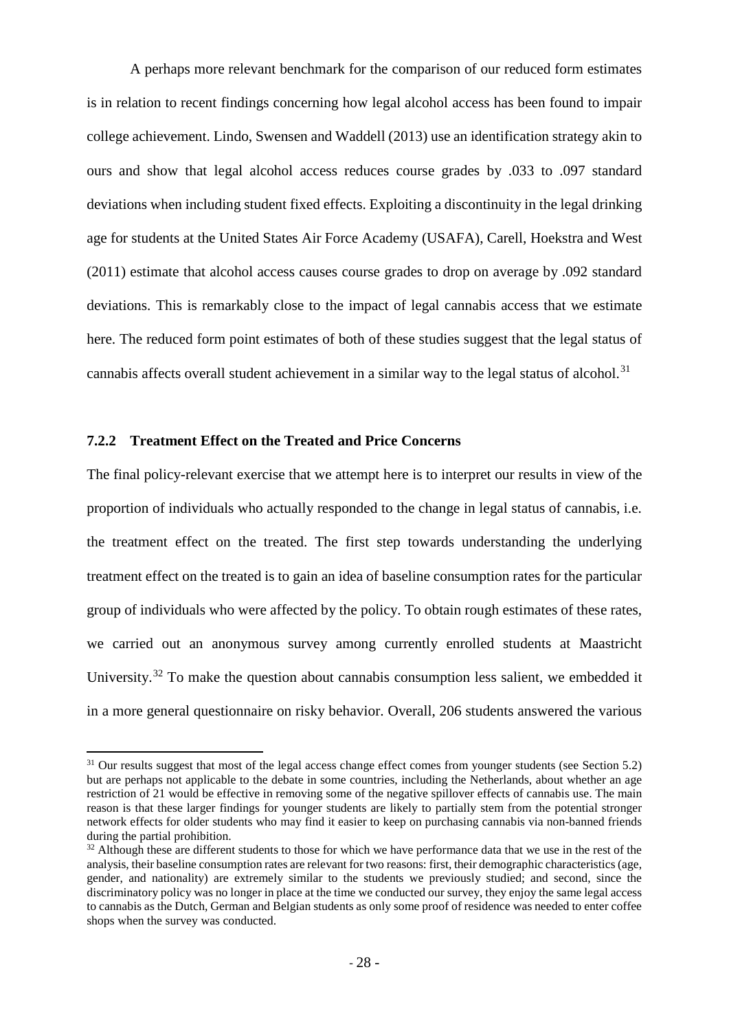A perhaps more relevant benchmark for the comparison of our reduced form estimates is in relation to recent findings concerning how legal alcohol access has been found to impair college achievement. Lindo, Swensen and Waddell (2013) use an identification strategy akin to ours and show that legal alcohol access reduces course grades by .033 to .097 standard deviations when including student fixed effects. Exploiting a discontinuity in the legal drinking age for students at the United States Air Force Academy (USAFA), Carell, Hoekstra and West (2011) estimate that alcohol access causes course grades to drop on average by .092 standard deviations. This is remarkably close to the impact of legal cannabis access that we estimate here. The reduced form point estimates of both of these studies suggest that the legal status of cannabis affects overall student achievement in a similar way to the legal status of alcohol.[31]

### 7.2.2 Treatment Effect on the Treated and Price Concerns

The final policy-relevant exercise that we attempt here is to interpret our results in view of the proportion of individuals who actually responded to the change in legal status of cannabis, i.e. the treatment effect on the treated. The first step towards understanding the underlying treatment effect on the treated is to gain an idea of baseline consumption rates for the particular group of individuals who were affected by the policy. To obtain rough estimates of these rates, we carried out an anonymous survey among currently enrolled students at Maastricht University.[32] To make the question about cannabis consumption less salient, we embedded it in a more general questionnaire on risky behavior. Overall, 206 students answered the various

---

[31] Our results suggest that most of the legal access change effect comes from younger students (see Section 5.2) but are perhaps not applicable to the debate in some countries, including the Netherlands, about whether an age restriction of 21 would be effective in removing some of the negative spillover effects of cannabis use. The main reason is that these larger findings for younger students are likely to partially stem from the potential stronger network effects for older students who may find it easier to keep on purchasing cannabis via non-banned friends during the partial prohibition.

[32] Although these are different students to those for which we have performance data that we use in the rest of the analysis, their baseline consumption rates are relevant for two reasons: first, their demographic characteristics (age, gender, and nationality) are extremely similar to the students we previously studied; and second, since the discriminatory policy was no longer in place at the time we conducted our survey, they enjoy the same legal access to cannabis as the Dutch, German and Belgian students as only some proof of residence was needed to enter coffee shops when the survey was conducted.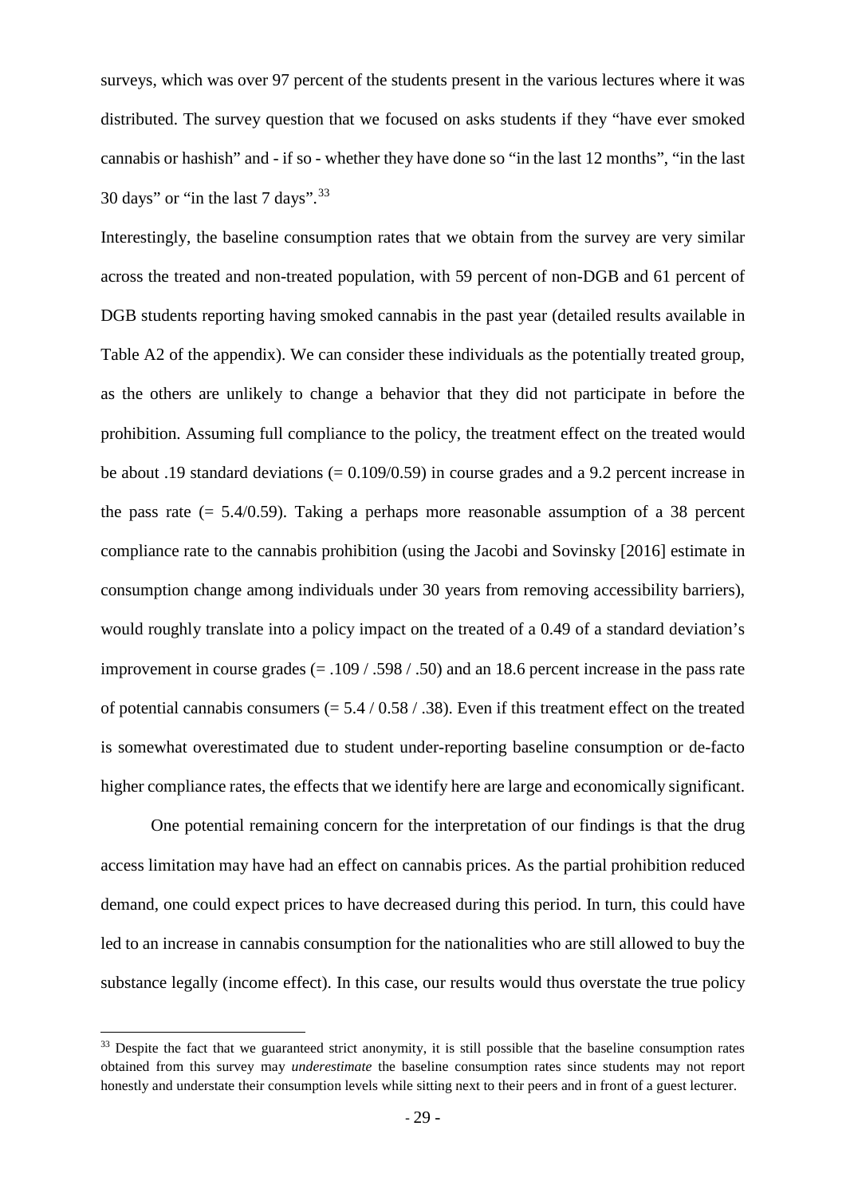surveys, which was over 97 percent of the students present in the various lectures where it was distributed. The survey question that we focused on asks students if they "have ever smoked cannabis or hashish" and - if so - whether they have done so "in the last 12 months", "in the last 30 days" or "in the last 7 days".[33]

Interestingly, the baseline consumption rates that we obtain from the survey are very similar across the treated and non-treated population, with 59 percent of non-DGB and 61 percent of DGB students reporting having smoked cannabis in the past year (detailed results available in Table A2 of the appendix). We can consider these individuals as the potentially treated group, as the others are unlikely to change a behavior that they did not participate in before the prohibition. Assuming full compliance to the policy, the treatment effect on the treated would be about .19 standard deviations (= 0.109/0.59) in course grades and a 9.2 percent increase in the pass rate (= 5.4/0.59). Taking a perhaps more reasonable assumption of a 38 percent compliance rate to the cannabis prohibition (using the Jacobi and Sovinsky [2016] estimate in consumption change among individuals under 30 years from removing accessibility barriers), would roughly translate into a policy impact on the treated of a 0.49 of a standard deviation's improvement in course grades (= .109 / .598 / .50) and an 18.6 percent increase in the pass rate of potential cannabis consumers (= 5.4 / 0.58 / .38). Even if this treatment effect on the treated is somewhat overestimated due to student under-reporting baseline consumption or de-facto higher compliance rates, the effects that we identify here are large and economically significant.

One potential remaining concern for the interpretation of our findings is that the drug access limitation may have had an effect on cannabis prices. As the partial prohibition reduced demand, one could expect prices to have decreased during this period. In turn, this could have led to an increase in cannabis consumption for the nationalities who are still allowed to buy the substance legally (income effect). In this case, our results would thus overstate the true policy

[33] Despite the fact that we guaranteed strict anonymity, it is still possible that the baseline consumption rates obtained from this survey may *underestimate* the baseline consumption rates since students may not report honestly and understate their consumption levels while sitting next to their peers and in front of a guest lecturer.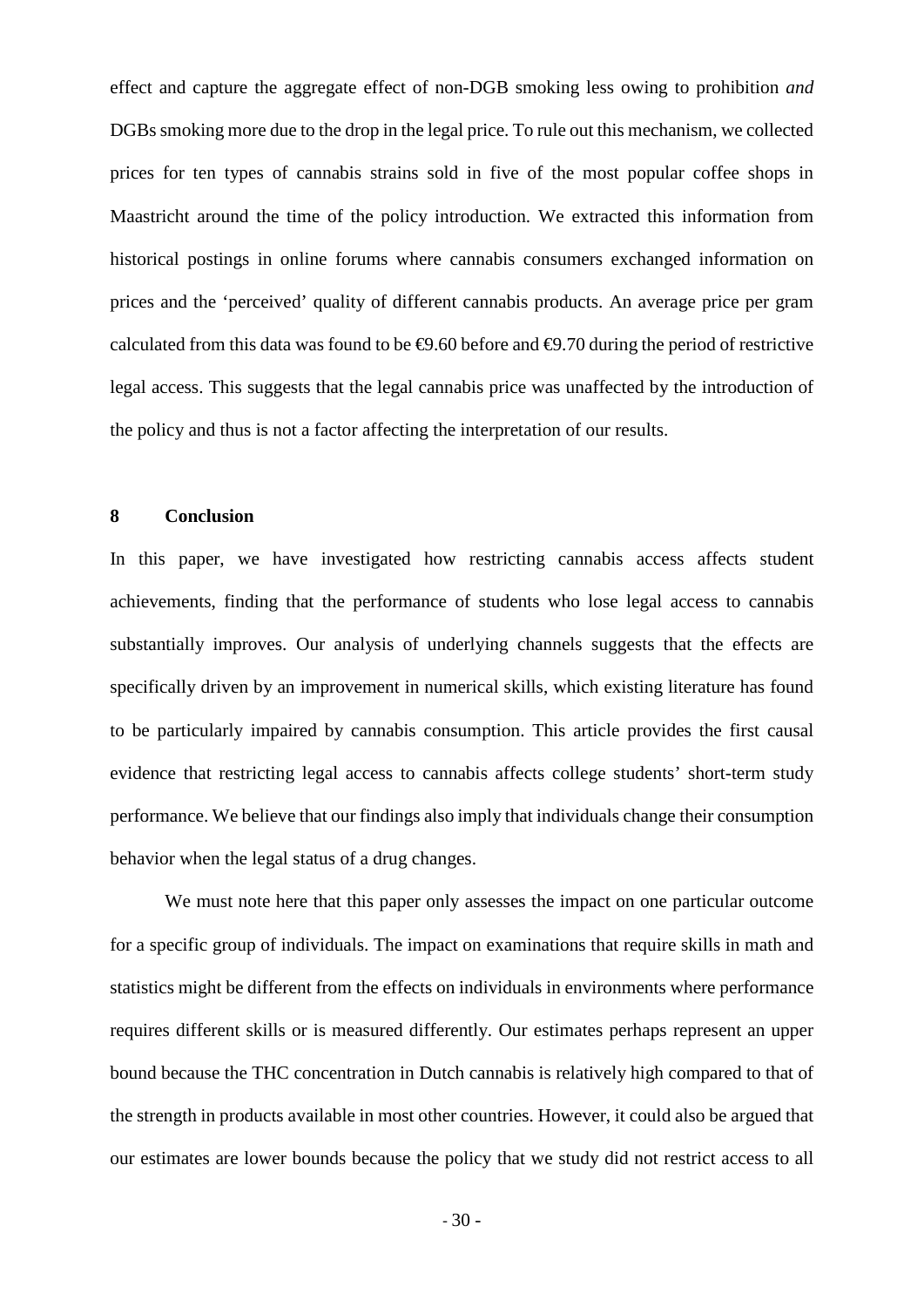effect and capture the aggregate effect of non-DGB smoking less owing to prohibition *and* DGBs smoking more due to the drop in the legal price. To rule out this mechanism, we collected prices for ten types of cannabis strains sold in five of the most popular coffee shops in Maastricht around the time of the policy introduction. We extracted this information from historical postings in online forums where cannabis consumers exchanged information on prices and the 'perceived' quality of different cannabis products. An average price per gram calculated from this data was found to be €9.60 before and €9.70 during the period of restrictive legal access. This suggests that the legal cannabis price was unaffected by the introduction of the policy and thus is not a factor affecting the interpretation of our results.

## 8 Conclusion

In this paper, we have investigated how restricting cannabis access affects student achievements, finding that the performance of students who lose legal access to cannabis substantially improves. Our analysis of underlying channels suggests that the effects are specifically driven by an improvement in numerical skills, which existing literature has found to be particularly impaired by cannabis consumption. This article provides the first causal evidence that restricting legal access to cannabis affects college students' short-term study performance. We believe that our findings also imply that individuals change their consumption behavior when the legal status of a drug changes.

We must note here that this paper only assesses the impact on one particular outcome for a specific group of individuals. The impact on examinations that require skills in math and statistics might be different from the effects on individuals in environments where performance requires different skills or is measured differently. Our estimates perhaps represent an upper bound because the THC concentration in Dutch cannabis is relatively high compared to that of the strength in products available in most other countries. However, it could also be argued that our estimates are lower bounds because the policy that we study did not restrict access to all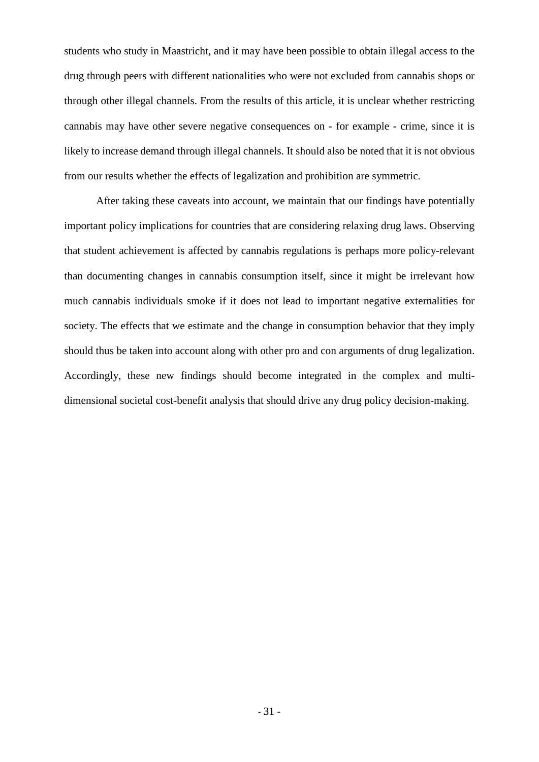students who study in Maastricht, and it may have been possible to obtain illegal access to the drug through peers with different nationalities who were not excluded from cannabis shops or through other illegal channels. From the results of this article, it is unclear whether restricting cannabis may have other severe negative consequences on - for example - crime, since it is likely to increase demand through illegal channels. It should also be noted that it is not obvious from our results whether the effects of legalization and prohibition are symmetric.

After taking these caveats into account, we maintain that our findings have potentially important policy implications for countries that are considering relaxing drug laws. Observing that student achievement is affected by cannabis regulations is perhaps more policy-relevant than documenting changes in cannabis consumption itself, since it might be irrelevant how much cannabis individuals smoke if it does not lead to important negative externalities for society. The effects that we estimate and the change in consumption behavior that they imply should thus be taken into account along with other pro and con arguments of drug legalization. Accordingly, these new findings should become integrated in the complex and multi-dimensional societal cost-benefit analysis that should drive any drug policy decision-making.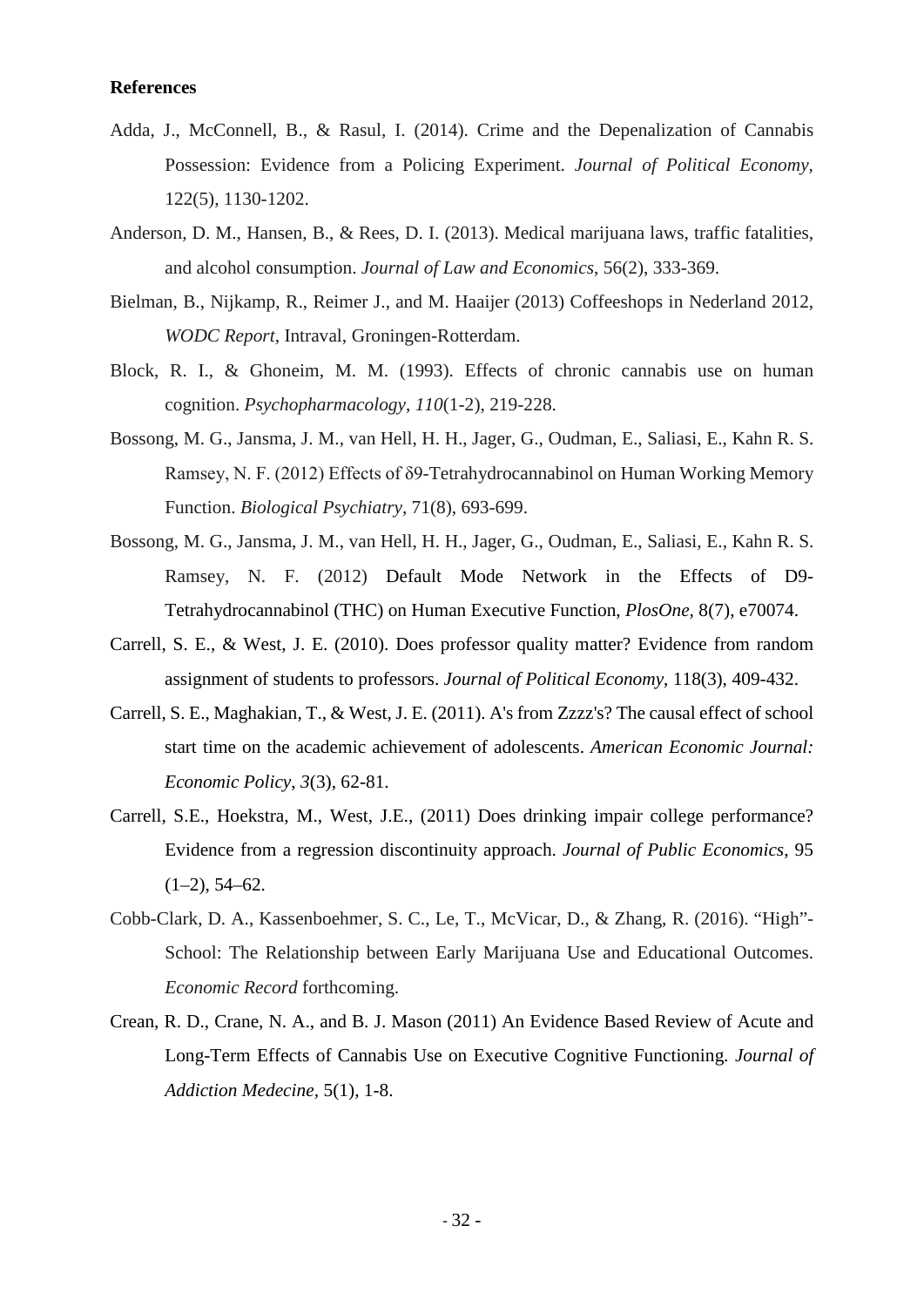**References**

Adda, J., McConnell, B., & Rasul, I. (2014). Crime and the Depenalization of Cannabis Possession: Evidence from a Policing Experiment. *Journal of Political Economy*, 122(5), 1130-1202.

Anderson, D. M., Hansen, B., & Rees, D. I. (2013). Medical marijuana laws, traffic fatalities, and alcohol consumption. *Journal of Law and Economics*, 56(2), 333-369.

Bielman, B., Nijkamp, R., Reimer J., and M. Haaijer (2013) Coffeeshops in Nederland 2012, *WODC Report*, Intraval, Groningen-Rotterdam.

Block, R. I., & Ghoneim, M. M. (1993). Effects of chronic cannabis use on human cognition. *Psychopharmacology*, *110*(1-2), 219-228.

Bossong, M. G., Jansma, J. M., van Hell, H. H., Jager, G., Oudman, E., Saliasi, E., Kahn R. S. Ramsey, N. F. (2012) Effects of δ9-Tetrahydrocannabinol on Human Working Memory Function. *Biological Psychiatry*, 71(8), 693-699.

Bossong, M. G., Jansma, J. M., van Hell, H. H., Jager, G., Oudman, E., Saliasi, E., Kahn R. S. Ramsey, N. F. (2012) Default Mode Network in the Effects of D9-Tetrahydrocannabinol (THC) on Human Executive Function, *PlosOne*, 8(7), e70074.

Carrell, S. E., & West, J. E. (2010). Does professor quality matter? Evidence from random assignment of students to professors. *Journal of Political Economy*, 118(3), 409-432.

Carrell, S. E., Maghakian, T., & West, J. E. (2011). A's from Zzzz's? The causal effect of school start time on the academic achievement of adolescents. *American Economic Journal: Economic Policy*, *3*(3), 62-81.

Carrell, S.E., Hoekstra, M., West, J.E., (2011) Does drinking impair college performance? Evidence from a regression discontinuity approach. *Journal of Public Economics*, 95 (1–2), 54–62.

Cobb-Clark, D. A., Kassenboehmer, S. C., Le, T., McVicar, D., & Zhang, R. (2016). "High"-School: The Relationship between Early Marijuana Use and Educational Outcomes. *Economic Record* forthcoming.

Crean, R. D., Crane, N. A., and B. J. Mason (2011) An Evidence Based Review of Acute and Long-Term Effects of Cannabis Use on Executive Cognitive Functioning. *Journal of Addiction Medecine*, 5(1), 1-8.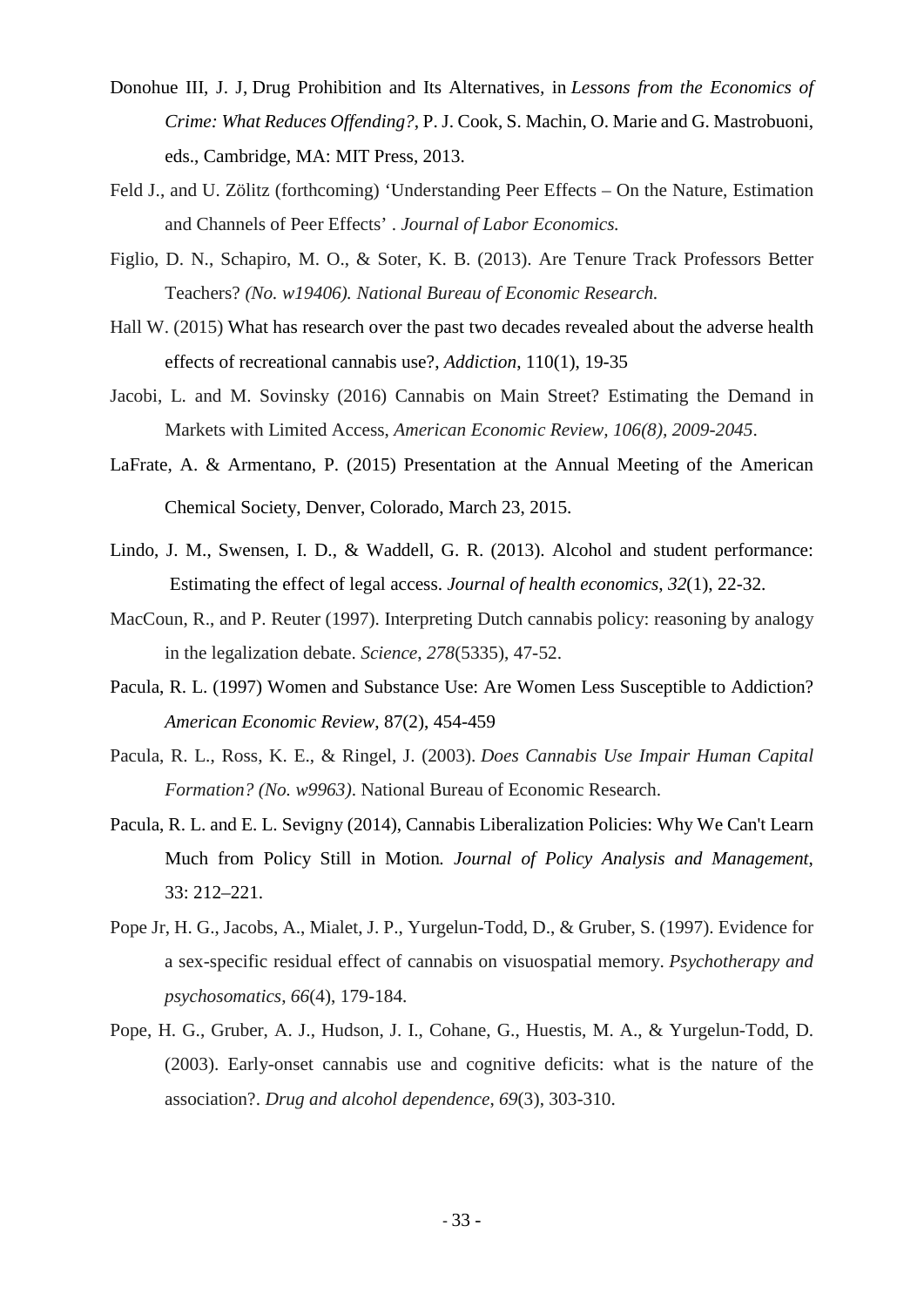Donohue III, J. J, Drug Prohibition and Its Alternatives, in *Lessons from the Economics of Crime: What Reduces Offending?*, P. J. Cook, S. Machin, O. Marie and G. Mastrobuoni, eds., Cambridge, MA: MIT Press, 2013.

Feld J., and U. Zölitz (forthcoming) 'Understanding Peer Effects – On the Nature, Estimation and Channels of Peer Effects' . *Journal of Labor Economics.*

Figlio, D. N., Schapiro, M. O., & Soter, K. B. (2013). Are Tenure Track Professors Better Teachers? *(No. w19406). National Bureau of Economic Research.*

Hall W. (2015) What has research over the past two decades revealed about the adverse health effects of recreational cannabis use?, *Addiction*, 110(1), 19-35

Jacobi, L. and M. Sovinsky (2016) Cannabis on Main Street? Estimating the Demand in Markets with Limited Access, *American Economic Review, 106(8), 2009-2045*.

LaFrate, A. & Armentano, P. (2015) Presentation at the Annual Meeting of the American Chemical Society, Denver, Colorado, March 23, 2015.

Lindo, J. M., Swensen, I. D., & Waddell, G. R. (2013). Alcohol and student performance: Estimating the effect of legal access. *Journal of health economics*, *32*(1), 22-32.

MacCoun, R., and P. Reuter (1997). Interpreting Dutch cannabis policy: reasoning by analogy in the legalization debate. *Science*, *278*(5335), 47-52.

Pacula, R. L. (1997) Women and Substance Use: Are Women Less Susceptible to Addiction? *American Economic Review*, 87(2), 454-459

Pacula, R. L., Ross, K. E., & Ringel, J. (2003). *Does Cannabis Use Impair Human Capital Formation? (No. w9963)*. National Bureau of Economic Research.

Pacula, R. L. and E. L. Sevigny (2014), Cannabis Liberalization Policies: Why We Can't Learn Much from Policy Still in Motion*. Journal of Policy Analysis and Management*, 33: 212–221.

Pope Jr, H. G., Jacobs, A., Mialet, J. P., Yurgelun-Todd, D., & Gruber, S. (1997). Evidence for a sex-specific residual effect of cannabis on visuospatial memory. *Psychotherapy and psychosomatics*, *66*(4), 179-184.

Pope, H. G., Gruber, A. J., Hudson, J. I., Cohane, G., Huestis, M. A., & Yurgelun-Todd, D. (2003). Early-onset cannabis use and cognitive deficits: what is the nature of the association?. *Drug and alcohol dependence*, *69*(3), 303-310.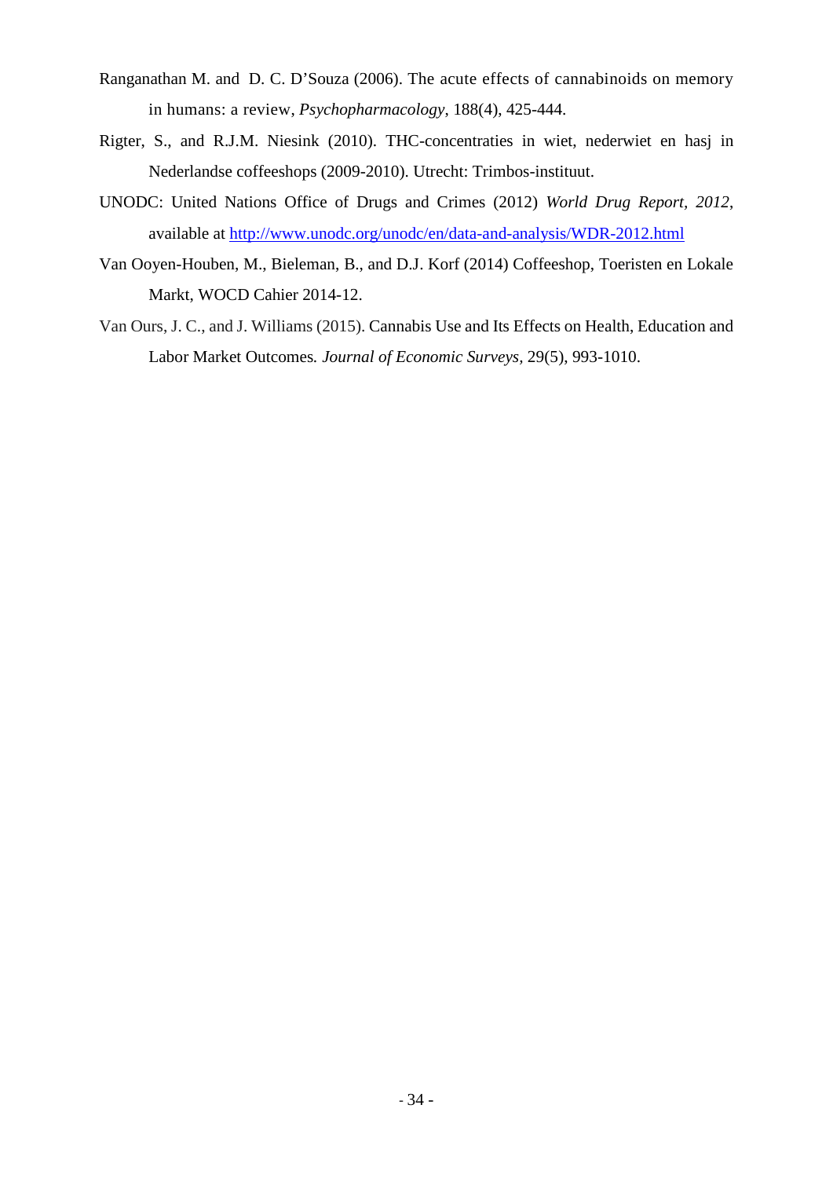Ranganathan M. and D. C. D'Souza (2006). The acute effects of cannabinoids on memory in humans: a review, *Psychopharmacology*, 188(4), 425-444.

Rigter, S., and R.J.M. Niesink (2010). THC-concentraties in wiet, nederwiet en hasj in Nederlandse coffeeshops (2009-2010). Utrecht: Trimbos-instituut.

UNODC: United Nations Office of Drugs and Crimes (2012) *World Drug Report, 2012*, available at http://www.unodc.org/unodc/en/data-and-analysis/WDR-2012.html

Van Ooyen-Houben, M., Bieleman, B., and D.J. Korf (2014) Coffeeshop, Toeristen en Lokale Markt, WOCD Cahier 2014-12.

Van Ours, J. C., and J. Williams (2015). Cannabis Use and Its Effects on Health, Education and Labor Market Outcomes. *Journal of Economic Surveys*, 29(5), 993-1010.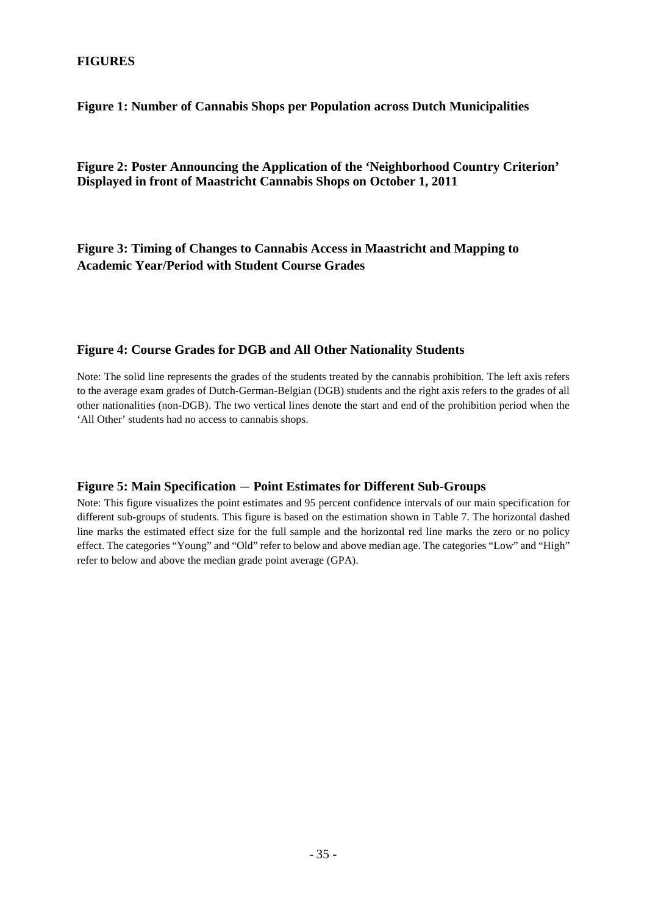## FIGURES

**Figure 1: Number of Cannabis Shops per Population across Dutch Municipalities**

**Figure 2: Poster Announcing the Application of the 'Neighborhood Country Criterion' Displayed in front of Maastricht Cannabis Shops on October 1, 2011**

**Figure 3: Timing of Changes to Cannabis Access in Maastricht and Mapping to Academic Year/Period with Student Course Grades**

**Figure 4: Course Grades for DGB and All Other Nationality Students**

Note: The solid line represents the grades of the students treated by the cannabis prohibition. The left axis refers to the average exam grades of Dutch-German-Belgian (DGB) students and the right axis refers to the grades of all other nationalities (non-DGB). The two vertical lines denote the start and end of the prohibition period when the 'All Other' students had no access to cannabis shops.

**Figure 5: Main Specification ─ Point Estimates for Different Sub-Groups**

Note: This figure visualizes the point estimates and 95 percent confidence intervals of our main specification for different sub-groups of students. This figure is based on the estimation shown in Table 7. The horizontal dashed line marks the estimated effect size for the full sample and the horizontal red line marks the zero or no policy effect. The categories "Young" and "Old" refer to below and above median age. The categories "Low" and "High" refer to below and above the median grade point average (GPA).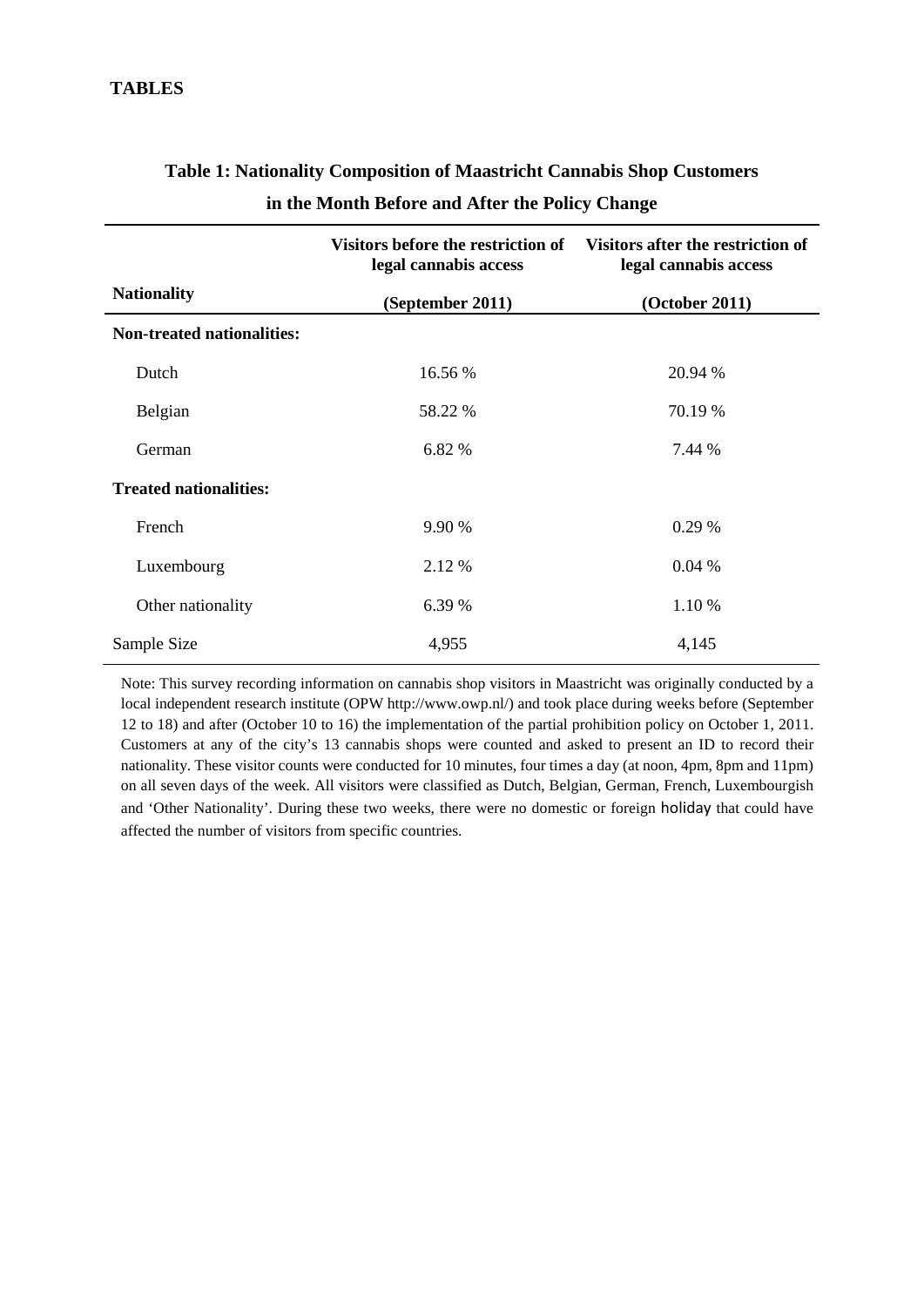# TABLES

**Table 1: Nationality Composition of Maastricht Cannabis Shop Customers in the Month Before and After the Policy Change**

| Nationality | Visitors before the restriction of legal cannabis access (September 2011) | Visitors after the restriction of legal cannabis access (October 2011) |
|---|---|---|
| **Non-treated nationalities:** | | |
| Dutch | 16.56 % | 20.94 % |
| Belgian | 58.22 % | 70.19 % |
| German | 6.82 % | 7.44 % |
| **Treated nationalities:** | | |
| French | 9.90 % | 0.29 % |
| Luxembourg | 2.12 % | 0.04 % |
| Other nationality | 6.39 % | 1.10 % |
| Sample Size | 4,955 | 4,145 |

Note: This survey recording information on cannabis shop visitors in Maastricht was originally conducted by a local independent research institute (OPW http://www.owp.nl/) and took place during weeks before (September 12 to 18) and after (October 10 to 16) the implementation of the partial prohibition policy on October 1, 2011. Customers at any of the city's 13 cannabis shops were counted and asked to present an ID to record their nationality. These visitor counts were conducted for 10 minutes, four times a day (at noon, 4pm, 8pm and 11pm) on all seven days of the week. All visitors were classified as Dutch, Belgian, German, French, Luxembourgish and 'Other Nationality'. During these two weeks, there were no domestic or foreign holiday that could have affected the number of visitors from specific countries.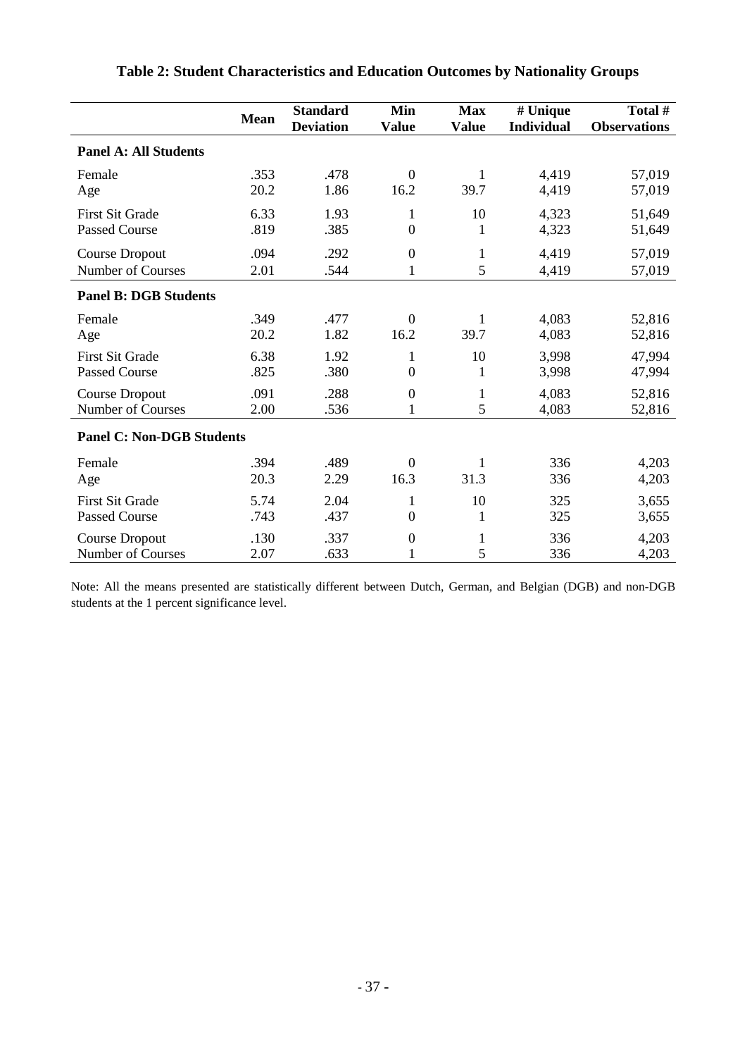## Table 2: Student Characteristics and Education Outcomes by Nationality Groups

| | Mean | Standard Deviation | Min Value | Max Value | # Unique Individual | Total # Observations |
|---|---|---|---|---|---|---|
| **Panel A: All Students** | | | | | | |
| Female | .353 | .478 | 0 | 1 | 4,419 | 57,019 |
| Age | 20.2 | 1.86 | 16.2 | 39.7 | 4,419 | 57,019 |
| First Sit Grade | 6.33 | 1.93 | 1 | 10 | 4,323 | 51,649 |
| Passed Course | .819 | .385 | 0 | 1 | 4,323 | 51,649 |
| Course Dropout | .094 | .292 | 0 | 1 | 4,419 | 57,019 |
| Number of Courses | 2.01 | .544 | 1 | 5 | 4,419 | 57,019 |
| **Panel B: DGB Students** | | | | | | |
| Female | .349 | .477 | 0 | 1 | 4,083 | 52,816 |
| Age | 20.2 | 1.82 | 16.2 | 39.7 | 4,083 | 52,816 |
| First Sit Grade | 6.38 | 1.92 | 1 | 10 | 3,998 | 47,994 |
| Passed Course | .825 | .380 | 0 | 1 | 3,998 | 47,994 |
| Course Dropout | .091 | .288 | 0 | 1 | 4,083 | 52,816 |
| Number of Courses | 2.00 | .536 | 1 | 5 | 4,083 | 52,816 |
| **Panel C: Non-DGB Students** | | | | | | |
| Female | .394 | .489 | 0 | 1 | 336 | 4,203 |
| Age | 20.3 | 2.29 | 16.3 | 31.3 | 336 | 4,203 |
| First Sit Grade | 5.74 | 2.04 | 1 | 10 | 325 | 3,655 |
| Passed Course | .743 | .437 | 0 | 1 | 325 | 3,655 |
| Course Dropout | .130 | .337 | 0 | 1 | 336 | 4,203 |
| Number of Courses | 2.07 | .633 | 1 | 5 | 336 | 4,203 |

Note: All the means presented are statistically different between Dutch, German, and Belgian (DGB) and non-DGB students at the 1 percent significance level.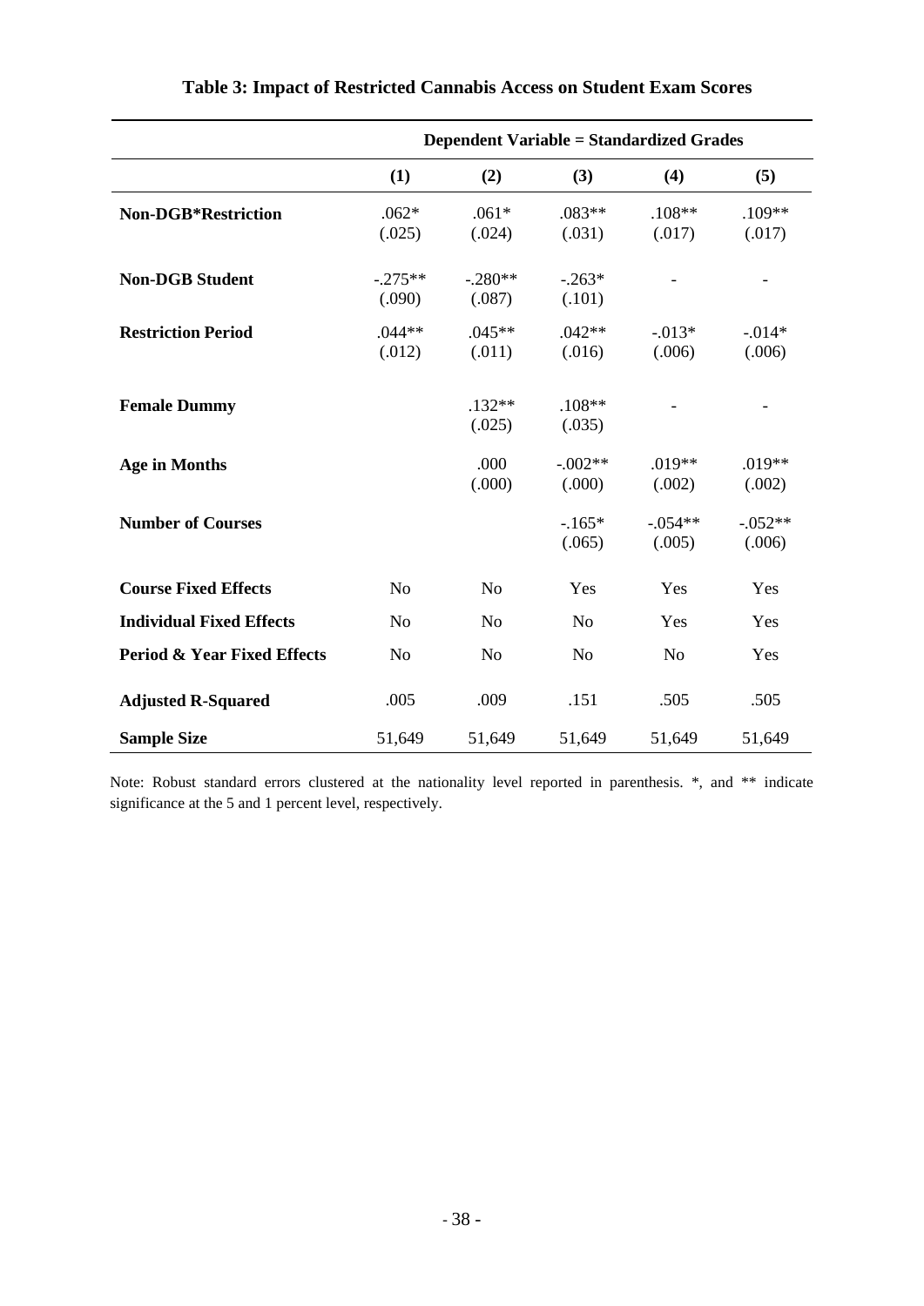**Table 3: Impact of Restricted Cannabis Access on Student Exam Scores**

| | Dependent Variable = Standardized Grades | | | | |
|---|---|---|---|---|---|
| | (1) | (2) | (3) | (4) | (5) |
| **Non-DGB*Restriction** | .062* (.025) | .061* (.024) | .083** (.031) | .108** (.017) | .109** (.017) |
| **Non-DGB Student** | -.275** (.090) | -.280** (.087) | -.263* (.101) | - | - |
| **Restriction Period** | .044** (.012) | .045** (.011) | .042** (.016) | -.013* (.006) | -.014* (.006) |
| **Female Dummy** | | .132** (.025) | .108** (.035) | - | - |
| **Age in Months** | | .000 (.000) | -.002** (.000) | .019** (.002) | .019** (.002) |
| **Number of Courses** | | | -.165* (.065) | -.054** (.005) | -.052** (.006) |
| **Course Fixed Effects** | No | No | Yes | Yes | Yes |
| **Individual Fixed Effects** | No | No | No | Yes | Yes |
| **Period & Year Fixed Effects** | No | No | No | No | Yes |
| **Adjusted R-Squared** | .005 | .009 | .151 | .505 | .505 |
| **Sample Size** | 51,649 | 51,649 | 51,649 | 51,649 | 51,649 |

Note: Robust standard errors clustered at the nationality level reported in parenthesis. *, and ** indicate significance at the 5 and 1 percent level, respectively.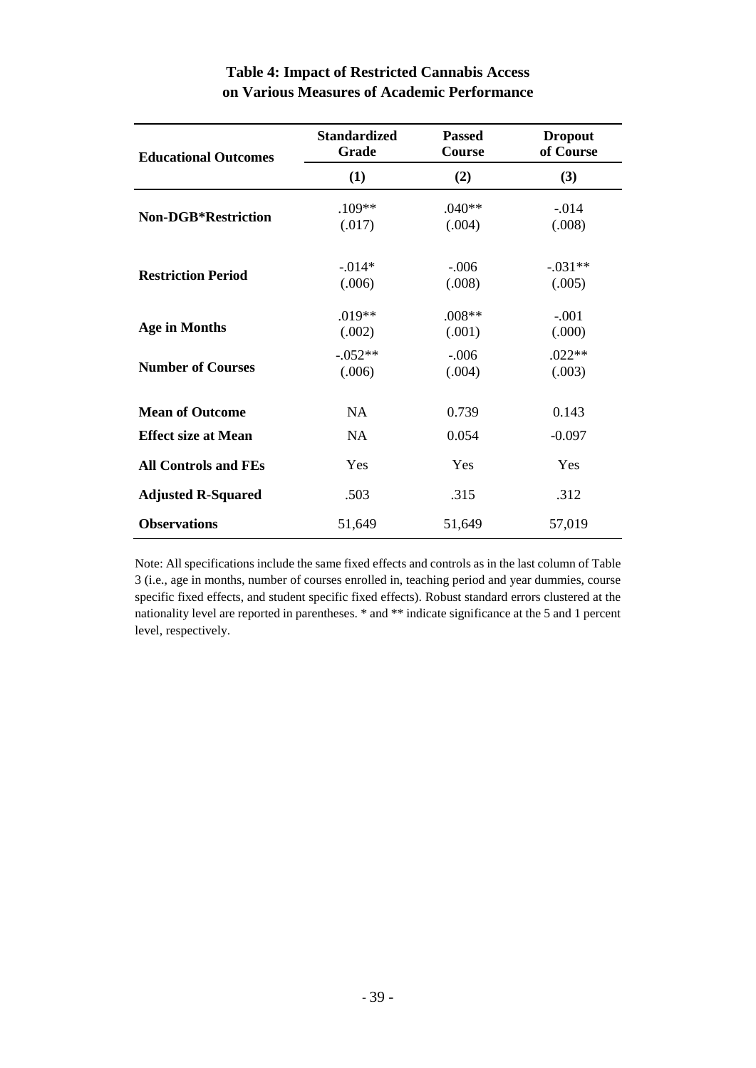**Table 4: Impact of Restricted Cannabis Access on Various Measures of Academic Performance**

| Educational Outcomes | Standardized Grade | Passed Course | Dropout of Course |
|---|---|---|---|
| | (1) | (2) | (3) |
| **Non-DGB*Restriction** | .109** | .040** | -.014 |
| | (.017) | (.004) | (.008) |
| **Restriction Period** | -.014* | -.006 | -.031** |
| | (.006) | (.008) | (.005) |
| **Age in Months** | .019** | .008** | -.001 |
| | (.002) | (.001) | (.000) |
| **Number of Courses** | -.052** | -.006 | .022** |
| | (.006) | (.004) | (.003) |
| **Mean of Outcome** | NA | 0.739 | 0.143 |
| **Effect size at Mean** | NA | 0.054 | -0.097 |
| **All Controls and FEs** | Yes | Yes | Yes |
| **Adjusted R-Squared** | .503 | .315 | .312 |
| **Observations** | 51,649 | 51,649 | 57,019 |

Note: All specifications include the same fixed effects and controls as in the last column of Table 3 (i.e., age in months, number of courses enrolled in, teaching period and year dummies, course specific fixed effects, and student specific fixed effects). Robust standard errors clustered at the nationality level are reported in parentheses. * and ** indicate significance at the 5 and 1 percent level, respectively.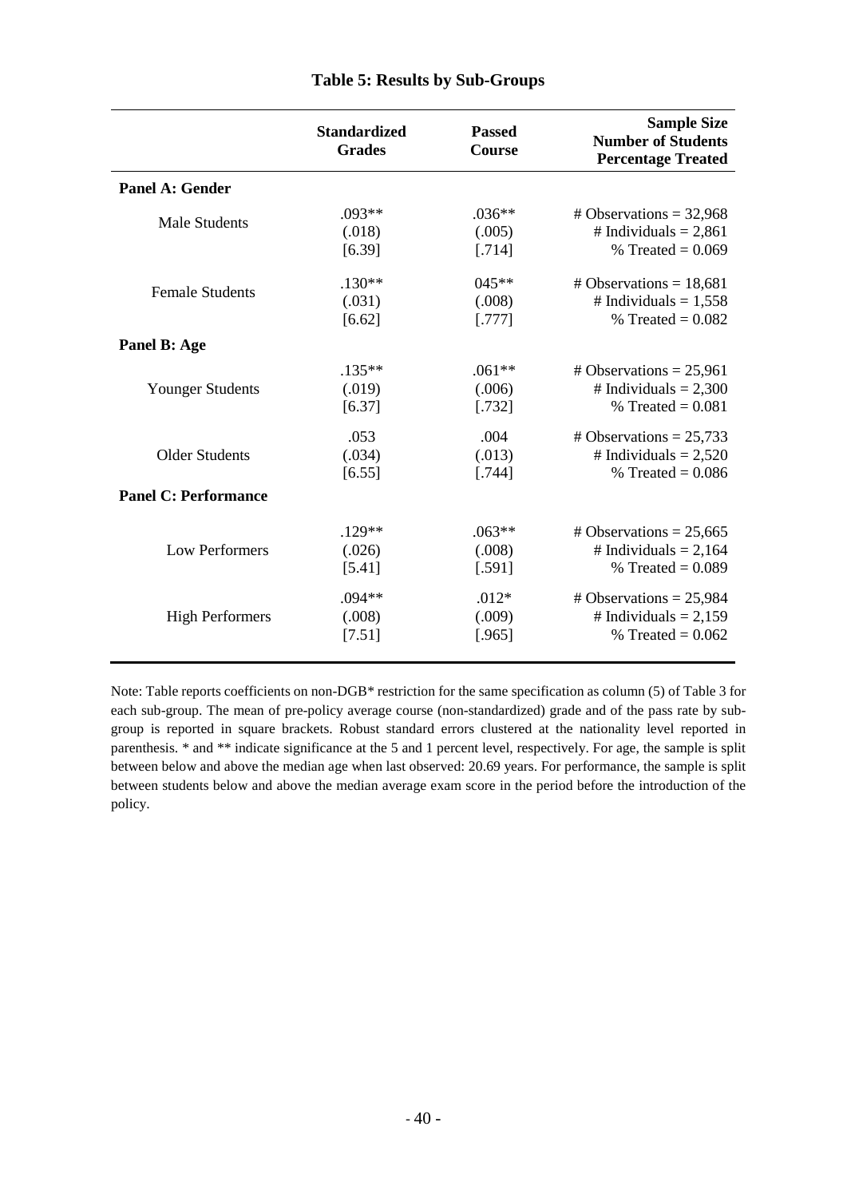## Table 5: Results by Sub-Groups

| | Standardized Grades | Passed Course | Sample Size Number of Students Percentage Treated |
|---|---|---|---|
| **Panel A: Gender** | | | |
| Male Students | .093** (.018) [6.39] | .036** (.005) [.714] | # Observations = 32,968 # Individuals = 2,861 % Treated = 0.069 |
| Female Students | .130** (.031) [6.62] | 045** (.008) [.777] | # Observations = 18,681 # Individuals = 1,558 % Treated = 0.082 |
| **Panel B: Age** | | | |
| Younger Students | .135** (.019) [6.37] | .061** (.006) [.732] | # Observations = 25,961 # Individuals = 2,300 % Treated = 0.081 |
| Older Students | .053 (.034) [6.55] | .004 (.013) [.744] | # Observations = 25,733 # Individuals = 2,520 % Treated = 0.086 |
| **Panel C: Performance** | | | |
| Low Performers | .129** (.026) [5.41] | .063** (.008) [.591] | # Observations = 25,665 # Individuals = 2,164 % Treated = 0.089 |
| High Performers | .094** (.008) [7.51] | .012* (.009) [.965] | # Observations = 25,984 # Individuals = 2,159 % Treated = 0.062 |

Note: Table reports coefficients on non-DGB* restriction for the same specification as column (5) of Table 3 for each sub-group. The mean of pre-policy average course (non-standardized) grade and of the pass rate by sub-group is reported in square brackets. Robust standard errors clustered at the nationality level reported in parenthesis. * and ** indicate significance at the 5 and 1 percent level, respectively. For age, the sample is split between below and above the median age when last observed: 20.69 years. For performance, the sample is split between students below and above the median average exam score in the period before the introduction of the policy.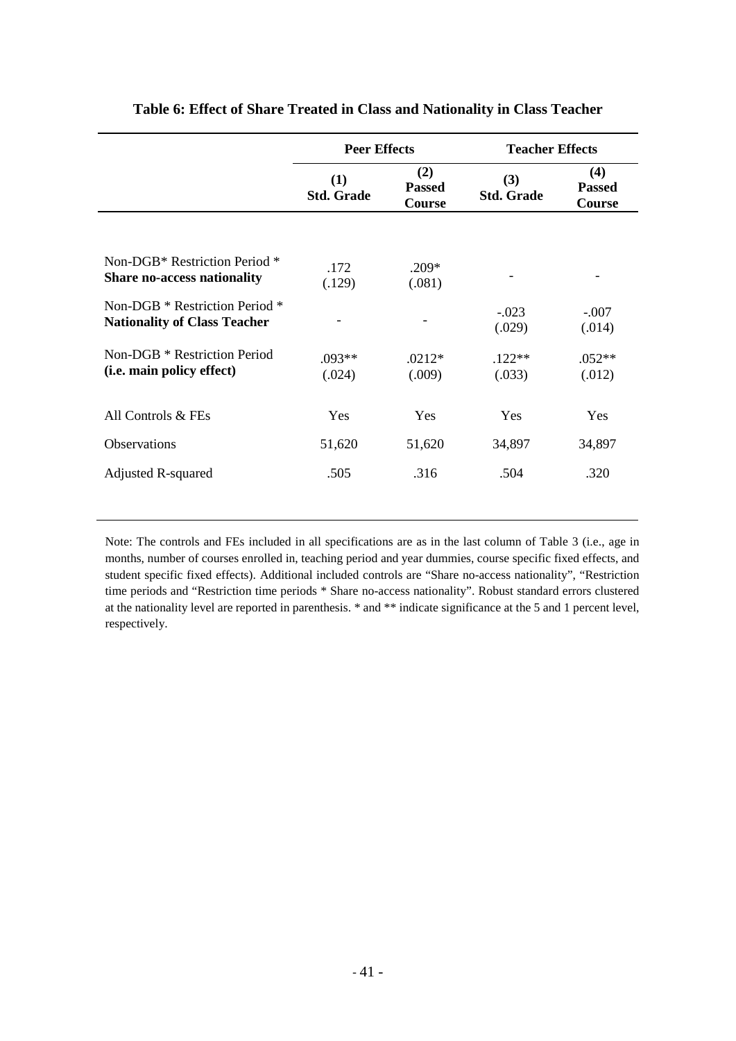**Table 6: Effect of Share Treated in Class and Nationality in Class Teacher**

| | Peer Effects | | Teacher Effects | |
|---|---|---|---|---|
| | **(1) Std. Grade** | **(2) Passed Course** | **(3) Std. Grade** | **(4) Passed Course** |
| Non-DGB* Restriction Period * **Share no-access nationality** | .172 (.129) | .209* (.081) | - | - |
| Non-DGB * Restriction Period * **Nationality of Class Teacher** | - | - | -.023 (.029) | -.007 (.014) |
| Non-DGB * Restriction Period **(i.e. main policy effect)** | .093** (.024) | .0212* (.009) | .122** (.033) | .052** (.012) |
| All Controls & FEs | Yes | Yes | Yes | Yes |
| Observations | 51,620 | 51,620 | 34,897 | 34,897 |
| Adjusted R-squared | .505 | .316 | .504 | .320 |

Note: The controls and FEs included in all specifications are as in the last column of Table 3 (i.e., age in months, number of courses enrolled in, teaching period and year dummies, course specific fixed effects, and student specific fixed effects). Additional included controls are "Share no-access nationality", "Restriction time periods and "Restriction time periods * Share no-access nationality". Robust standard errors clustered at the nationality level are reported in parenthesis. * and ** indicate significance at the 5 and 1 percent level, respectively.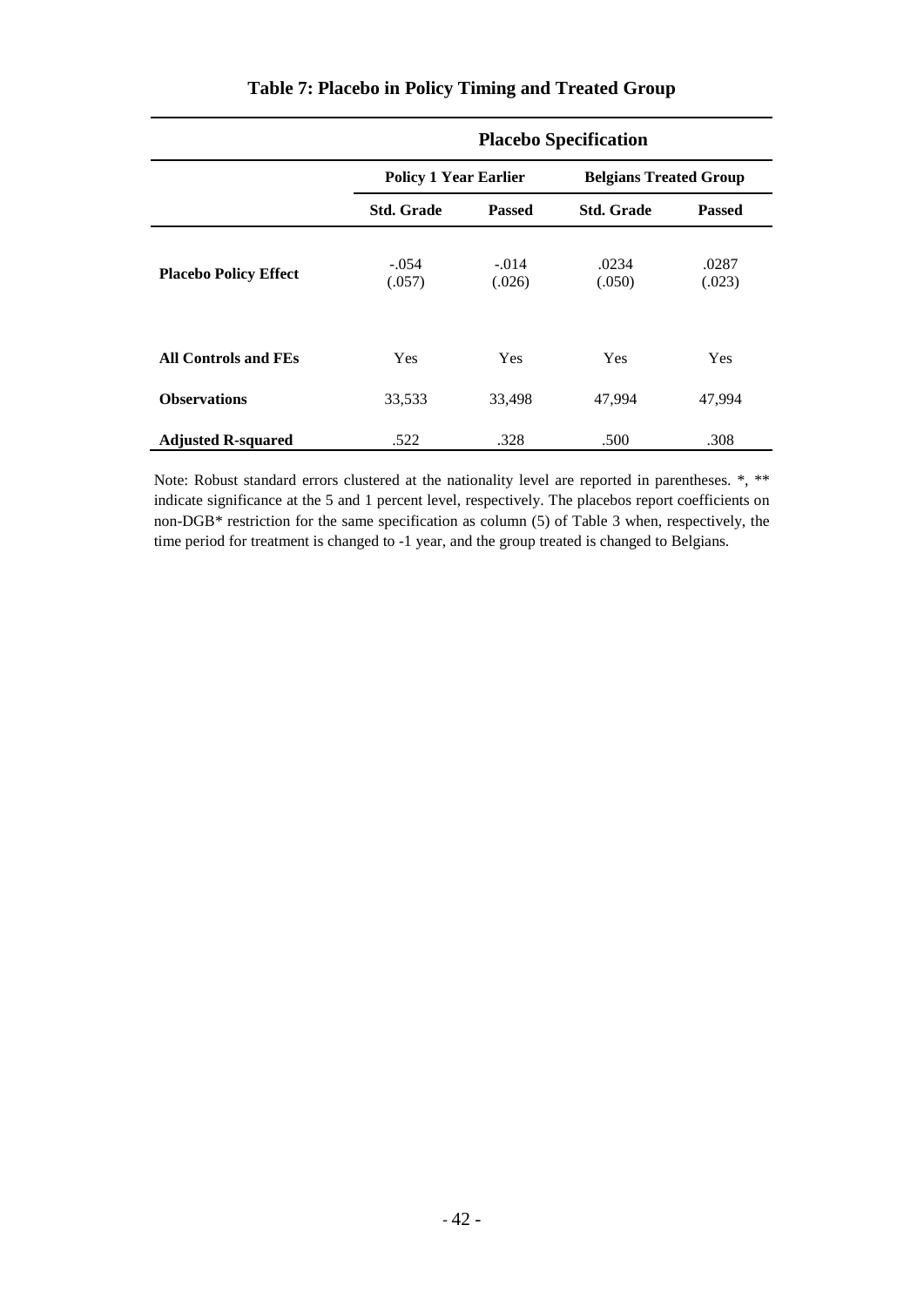**Table 7: Placebo in Policy Timing and Treated Group**

| | Placebo Specification | | | |
|---|---|---|---|---|
| | Policy 1 Year Earlier | | Belgians Treated Group | |
| | Std. Grade | Passed | Std. Grade | Passed |
| **Placebo Policy Effect** | -.054<br>(.057) | -.014<br>(.026) | .0234<br>(.050) | .0287<br>(.023) |
| **All Controls and FEs** | Yes | Yes | Yes | Yes |
| **Observations** | 33,533 | 33,498 | 47,994 | 47,994 |
| **Adjusted R-squared** | .522 | .328 | .500 | .308 |

Note: Robust standard errors clustered at the nationality level are reported in parentheses. *, ** indicate significance at the 5 and 1 percent level, respectively. The placebos report coefficients on non-DGB* restriction for the same specification as column (5) of Table 3 when, respectively, the time period for treatment is changed to -1 year, and the group treated is changed to Belgians.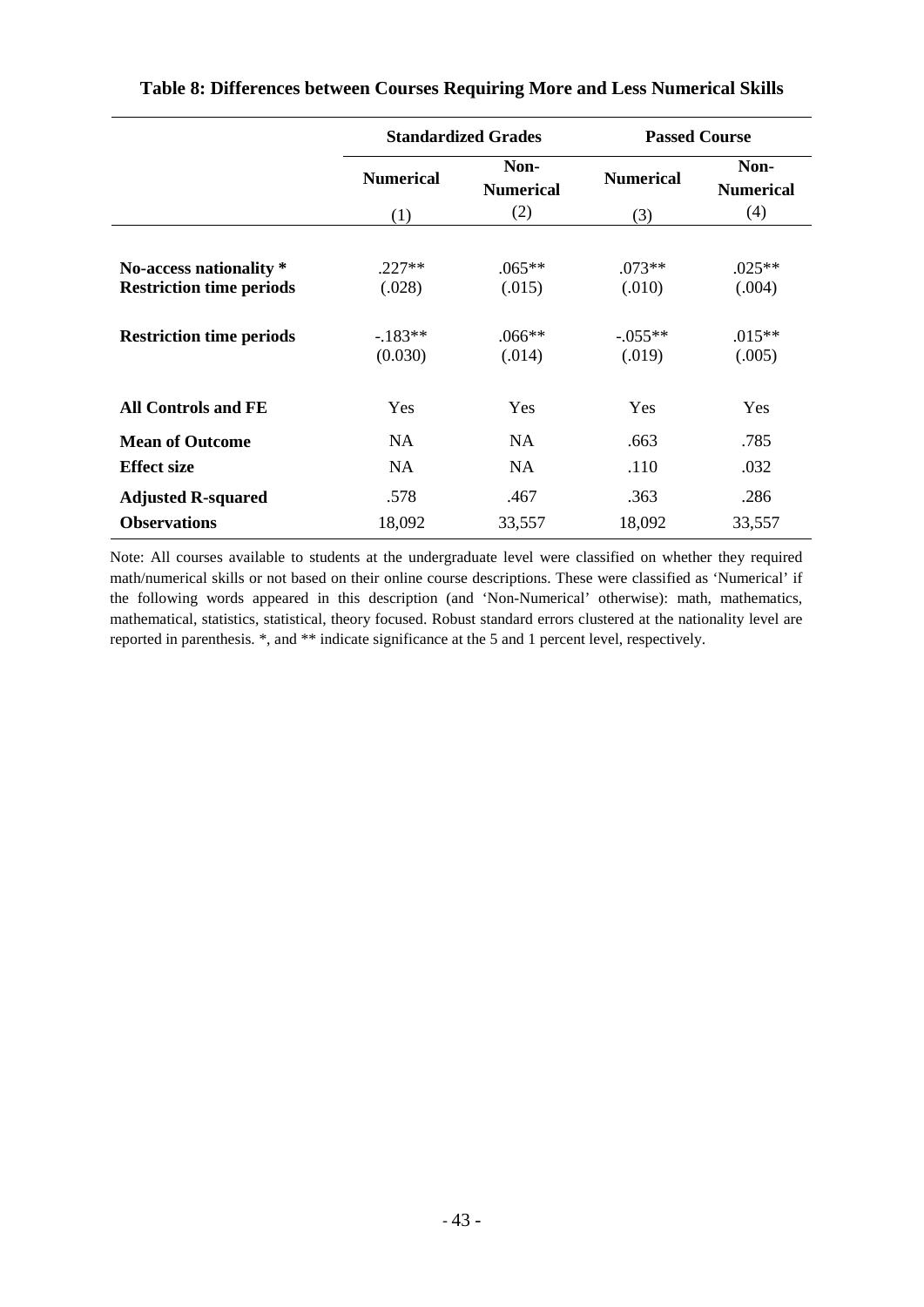**Table 8: Differences between Courses Requiring More and Less Numerical Skills**

| | Standardized Grades | | Passed Course | |
|---|---|---|---|---|
| | Numerical | Non-Numerical | Numerical | Non-Numerical |
| | (1) | (2) | (3) | (4) |
| **No-access nationality * Restriction time periods** | .227** | .065** | .073** | .025** |
| | (.028) | (.015) | (.010) | (.004) |
| **Restriction time periods** | -.183** | .066** | -.055** | .015** |
| | (0.030) | (.014) | (.019) | (.005) |
| **All Controls and FE** | Yes | Yes | Yes | Yes |
| **Mean of Outcome** | NA | NA | .663 | .785 |
| **Effect size** | NA | NA | .110 | .032 |
| **Adjusted R-squared** | .578 | .467 | .363 | .286 |
| **Observations** | 18,092 | 33,557 | 18,092 | 33,557 |

Note: All courses available to students at the undergraduate level were classified on whether they required math/numerical skills or not based on their online course descriptions. These were classified as 'Numerical' if the following words appeared in this description (and 'Non-Numerical' otherwise): math, mathematics, mathematical, statistics, statistical, theory focused. Robust standard errors clustered at the nationality level are reported in parenthesis. *, and ** indicate significance at the 5 and 1 percent level, respectively.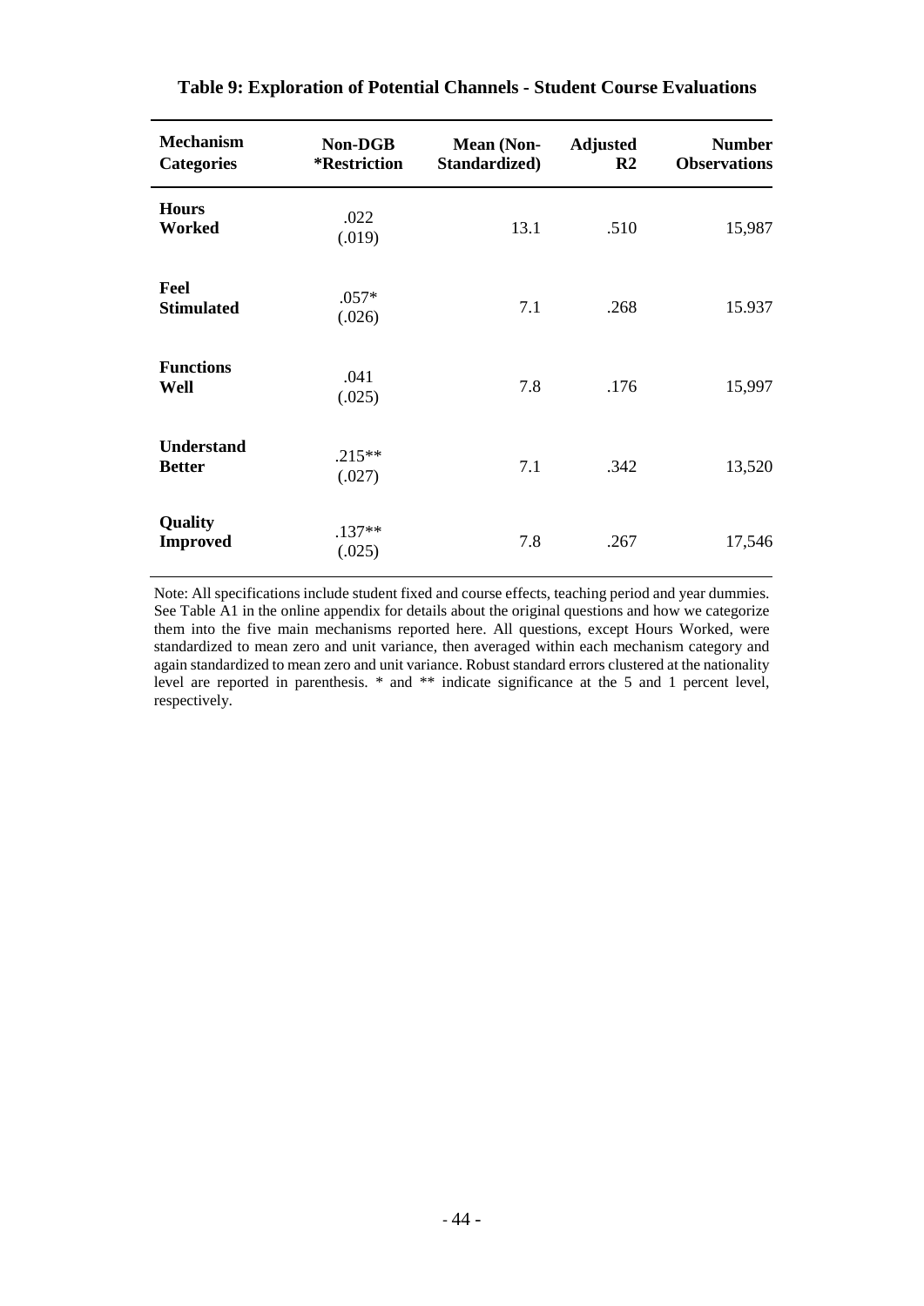**Table 9: Exploration of Potential Channels - Student Course Evaluations**

| Mechanism Categories | Non-DGB *Restriction | Mean (Non-Standardized) | Adjusted R2 | Number Observations |
|---|---|---|---|---|
| Hours Worked | .022 (.019) | 13.1 | .510 | 15,987 |
| Feel Stimulated | .057* (.026) | 7.1 | .268 | 15.937 |
| Functions Well | .041 (.025) | 7.8 | .176 | 15,997 |
| Understand Better | .215** (.027) | 7.1 | .342 | 13,520 |
| Quality Improved | .137** (.025) | 7.8 | .267 | 17,546 |

Note: All specifications include student fixed and course effects, teaching period and year dummies. See Table A1 in the online appendix for details about the original questions and how we categorize them into the five main mechanisms reported here. All questions, except Hours Worked, were standardized to mean zero and unit variance, then averaged within each mechanism category and again standardized to mean zero and unit variance. Robust standard errors clustered at the nationality level are reported in parenthesis. * and ** indicate significance at the 5 and 1 percent level, respectively.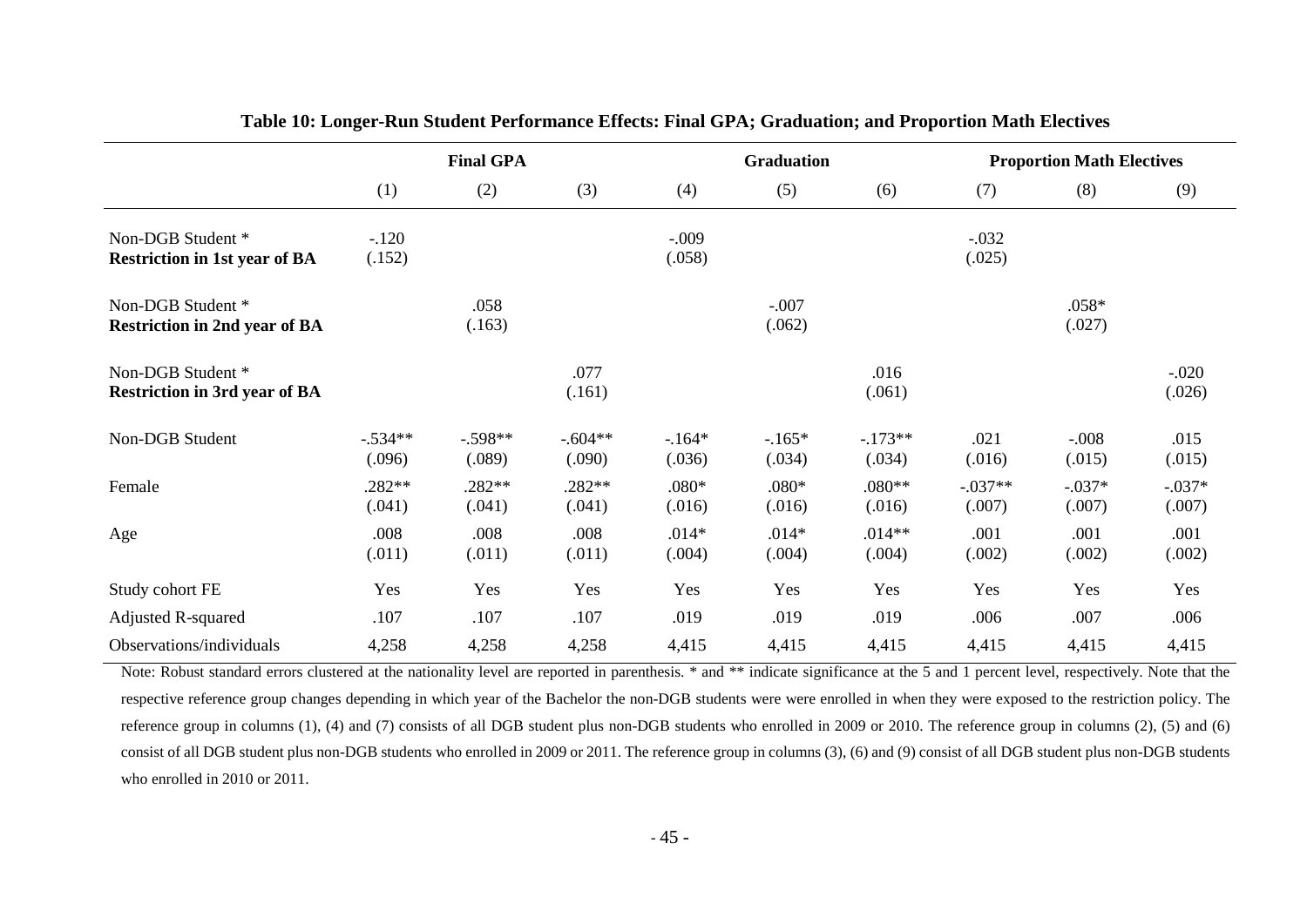**Table 10: Longer-Run Student Performance Effects: Final GPA; Graduation; and Proportion Math Electives**

| | Final GPA | | | Graduation | | | Proportion Math Electives | | |
|---|---|---|---|---|---|---|---|---|---|
| | (1) | (2) | (3) | (4) | (5) | (6) | (7) | (8) | (9) |
| Non-DGB Student * **Restriction in 1st year of BA** | -.120 (.152) | | | -.009 (.058) | | | -.032 (.025) | | |
| Non-DGB Student * **Restriction in 2nd year of BA** | | .058 (.163) | | | -.007 (.062) | | | .058* (.027) | |
| Non-DGB Student * **Restriction in 3rd year of BA** | | | .077 (.161) | | | .016 (.061) | | | -.020 (.026) |
| Non-DGB Student | -.534** (.096) | -.598** (.089) | -.604** (.090) | -.164* (.036) | -.165* (.034) | -.173** (.034) | .021 (.016) | -.008 (.015) | .015 (.015) |
| Female | .282** (.041) | .282** (.041) | .282** (.041) | .080* (.016) | .080* (.016) | .080** (.016) | -.037** (.007) | -.037* (.007) | -.037* (.007) |
| Age | .008 (.011) | .008 (.011) | .008 (.011) | .014* (.004) | .014* (.004) | .014** (.004) | .001 (.002) | .001 (.002) | .001 (.002) |
| Study cohort FE | Yes | Yes | Yes | Yes | Yes | Yes | Yes | Yes | Yes |
| Adjusted R-squared | .107 | .107 | .107 | .019 | .019 | .019 | .006 | .007 | .006 |
| Observations/individuals | 4,258 | 4,258 | 4,258 | 4,415 | 4,415 | 4,415 | 4,415 | 4,415 | 4,415 |

Note: Robust standard errors clustered at the nationality level are reported in parenthesis. * and ** indicate significance at the 5 and 1 percent level, respectively. Note that the respective reference group changes depending in which year of the Bachelor the non-DGB students were were enrolled in when they were exposed to the restriction policy. The reference group in columns (1), (4) and (7) consists of all DGB student plus non-DGB students who enrolled in 2009 or 2010. The reference group in columns (2), (5) and (6) consist of all DGB student plus non-DGB students who enrolled in 2009 or 2011. The reference group in columns (3), (6) and (9) consist of all DGB student plus non-DGB students who enrolled in 2010 or 2011.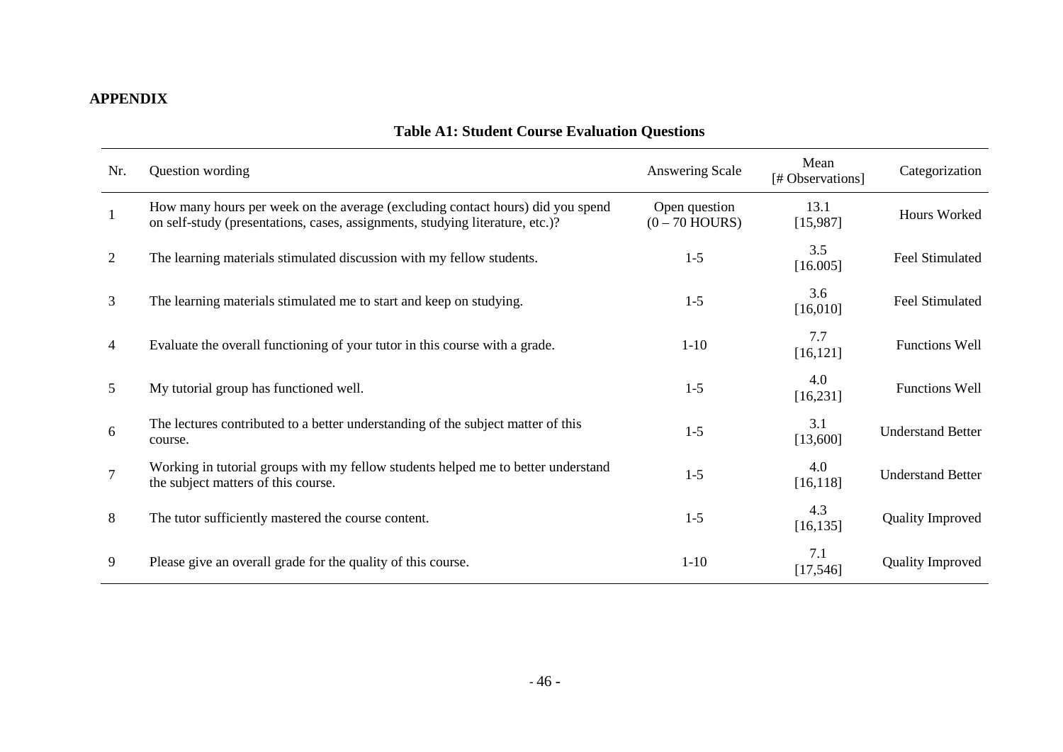## APPENDIX

**Table A1: Student Course Evaluation Questions**

| Nr. | Question wording | Answering Scale | Mean [# Observations] | Categorization |
|---|---|---|---|---|
| 1 | How many hours per week on the average (excluding contact hours) did you spend on self-study (presentations, cases, assignments, studying literature, etc.)? | Open question (0 – 70 HOURS) | 13.1 [15,987] | Hours Worked |
| 2 | The learning materials stimulated discussion with my fellow students. | 1-5 | 3.5 [16.005] | Feel Stimulated |
| 3 | The learning materials stimulated me to start and keep on studying. | 1-5 | 3.6 [16,010] | Feel Stimulated |
| 4 | Evaluate the overall functioning of your tutor in this course with a grade. | 1-10 | 7.7 [16,121] | Functions Well |
| 5 | My tutorial group has functioned well. | 1-5 | 4.0 [16,231] | Functions Well |
| 6 | The lectures contributed to a better understanding of the subject matter of this course. | 1-5 | 3.1 [13,600] | Understand Better |
| 7 | Working in tutorial groups with my fellow students helped me to better understand the subject matters of this course. | 1-5 | 4.0 [16,118] | Understand Better |
| 8 | The tutor sufficiently mastered the course content. | 1-5 | 4.3 [16,135] | Quality Improved |
| 9 | Please give an overall grade for the quality of this course. | 1-10 | 7.1 [17,546] | Quality Improved |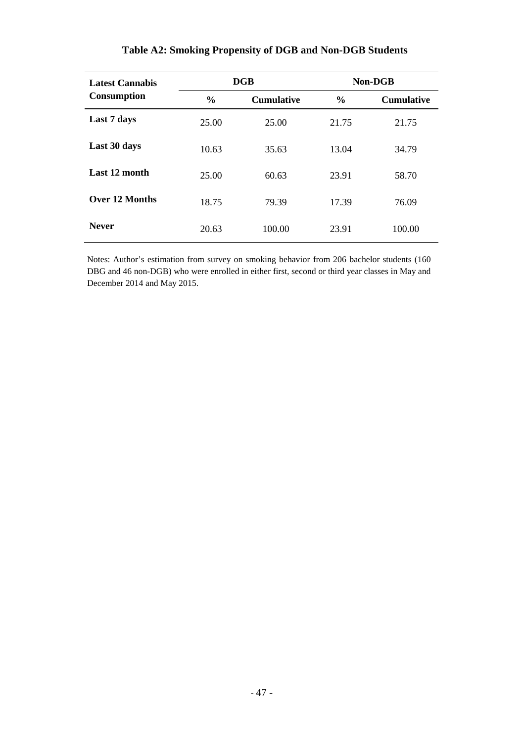**Table A2: Smoking Propensity of DGB and Non-DGB Students**

| Latest Cannabis Consumption | DGB | | Non-DGB | |
|---|---|---|---|---|
| | % | Cumulative | % | Cumulative |
| **Last 7 days** | 25.00 | 25.00 | 21.75 | 21.75 |
| **Last 30 days** | 10.63 | 35.63 | 13.04 | 34.79 |
| **Last 12 month** | 25.00 | 60.63 | 23.91 | 58.70 |
| **Over 12 Months** | 18.75 | 79.39 | 17.39 | 76.09 |
| **Never** | 20.63 | 100.00 | 23.91 | 100.00 |

Notes: Author's estimation from survey on smoking behavior from 206 bachelor students (160 DBG and 46 non-DGB) who were enrolled in either first, second or third year classes in May and December 2014 and May 2015.